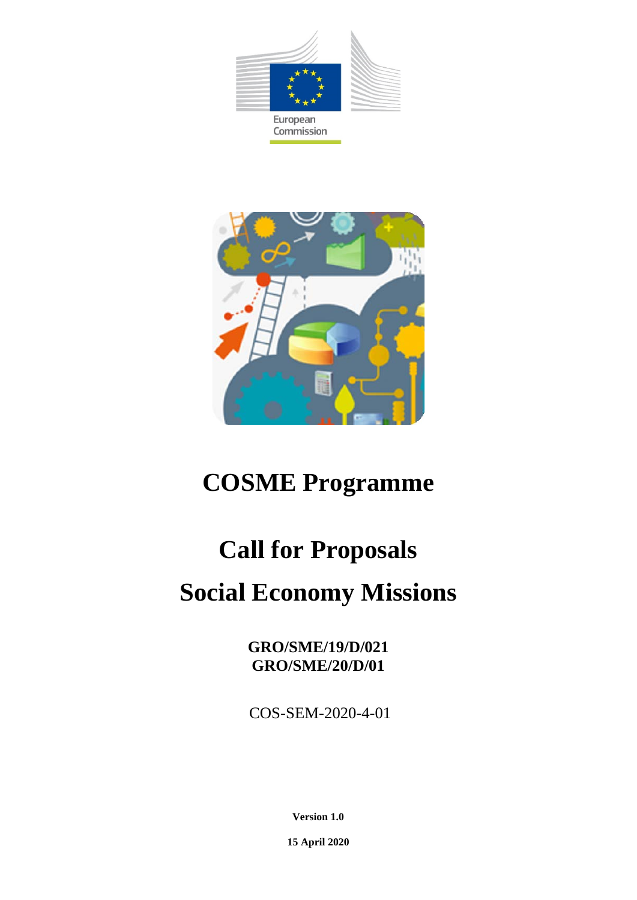European Commission

# COSME Programme

# Call for Proposals

# Social Economy Missions

**GRO/SME/19/D/021**
**GRO/SME/20/D/01**

COS-SEM-2020-4-01

**Version 1.0**

**15 April 2020**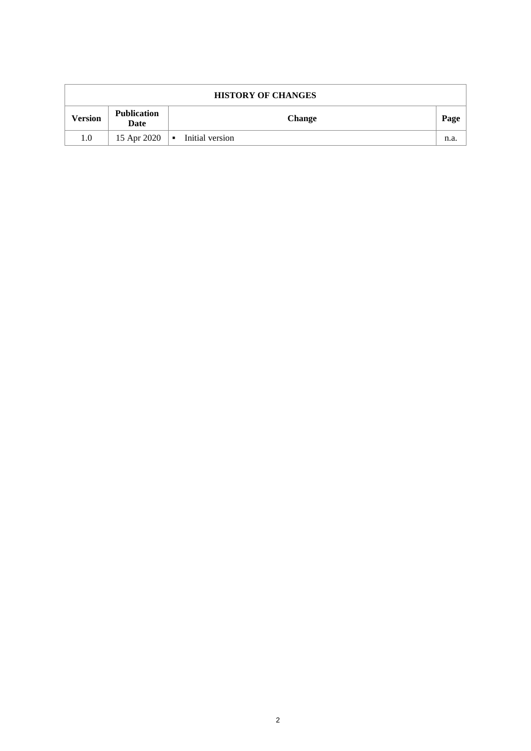| HISTORY OF CHANGES | | | |
|---|---|---|---|
| **Version** | **Publication Date** | **Change** | **Page** |
| 1.0 | 15 Apr 2020 | ▪ Initial version | n.a. |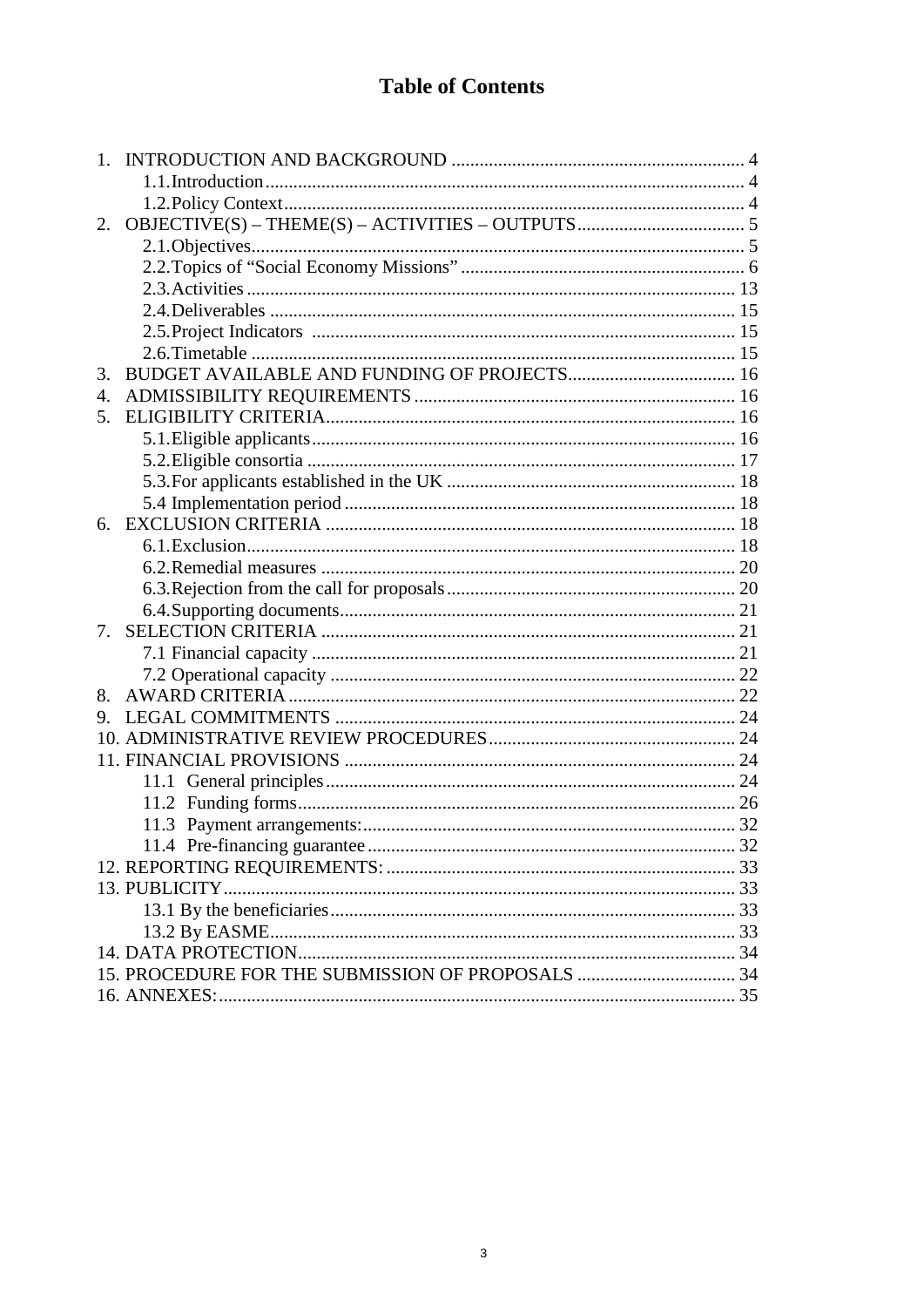# Table of Contents

1. INTRODUCTION AND BACKGROUND .............................................................. 4
    - 1.1. Introduction ...................................................................................................... 4
    - 1.2. Policy Context .................................................................................................. 4
2. OBJECTIVE(S) – THEME(S) – ACTIVITIES – OUTPUTS .................................... 5
    - 2.1. Objectives ........................................................................................................ 5
    - 2.2. Topics of "Social Economy Missions" ............................................................ 6
    - 2.3. Activities ........................................................................................................ 13
    - 2.4. Deliverables ................................................................................................... 15
    - 2.5. Project Indicators ......................................................................................... 15
    - 2.6. Timetable ...................................................................................................... 15
3. BUDGET AVAILABLE AND FUNDING OF PROJECTS .................................... 16
4. ADMISSIBILITY REQUIREMENTS .................................................................... 16
5. ELIGIBILITY CRITERIA ....................................................................................... 16
    - 5.1. Eligible applicants .......................................................................................... 16
    - 5.2. Eligible consortia ........................................................................................... 17
    - 5.3. For applicants established in the UK ............................................................ 18
    - 5.4 Implementation period .................................................................................. 18
6. EXCLUSION CRITERIA ....................................................................................... 18
    - 6.1. Exclusion ........................................................................................................ 18
    - 6.2. Remedial measures ........................................................................................ 20
    - 6.3. Rejection from the call for proposals ............................................................ 20
    - 6.4. Supporting documents ................................................................................... 21
7. SELECTION CRITERIA ........................................................................................ 21
    - 7.1 Financial capacity .......................................................................................... 21
    - 7.2 Operational capacity ...................................................................................... 22
8. AWARD CRITERIA ............................................................................................... 22
9. LEGAL COMMITMENTS ..................................................................................... 24
10. ADMINISTRATIVE REVIEW PROCEDURES ..................................................... 24
11. FINANCIAL PROVISIONS ................................................................................... 24
    - 11.1 General principles ....................................................................................... 24
    - 11.2 Funding forms ............................................................................................. 26
    - 11.3 Payment arrangements: ............................................................................... 32
    - 11.4 Pre-financing guarantee .............................................................................. 32
12. REPORTING REQUIREMENTS: .......................................................................... 33
13. PUBLICITY ............................................................................................................. 33
    - 13.1 By the beneficiaries ...................................................................................... 33
    - 13.2 By EASME ................................................................................................... 33
14. DATA PROTECTION ............................................................................................. 34
15. PROCEDURE FOR THE SUBMISSION OF PROPOSALS .................................. 34
16. ANNEXES: .............................................................................................................. 35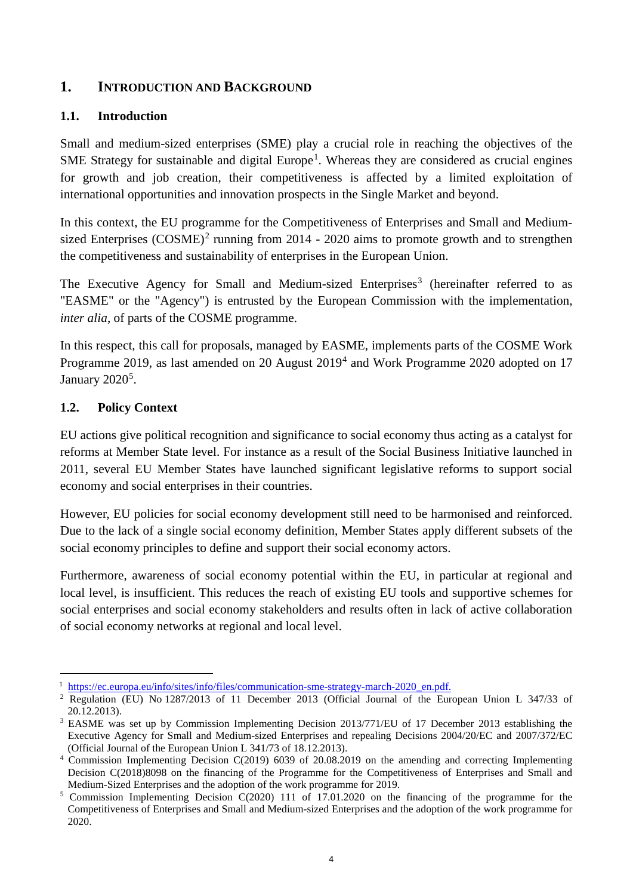## 1. INTRODUCTION AND BACKGROUND

### 1.1. Introduction

Small and medium-sized enterprises (SME) play a crucial role in reaching the objectives of the SME Strategy for sustainable and digital Europe[1]. Whereas they are considered as crucial engines for growth and job creation, their competitiveness is affected by a limited exploitation of international opportunities and innovation prospects in the Single Market and beyond.

In this context, the EU programme for the Competitiveness of Enterprises and Small and Medium-sized Enterprises (COSME)[2] running from 2014 - 2020 aims to promote growth and to strengthen the competitiveness and sustainability of enterprises in the European Union.

The Executive Agency for Small and Medium-sized Enterprises[3] (hereinafter referred to as "EASME" or the "Agency") is entrusted by the European Commission with the implementation, *inter alia*, of parts of the COSME programme.

In this respect, this call for proposals, managed by EASME, implements parts of the COSME Work Programme 2019, as last amended on 20 August 2019[4] and Work Programme 2020 adopted on 17 January 2020[5].

### 1.2. Policy Context

EU actions give political recognition and significance to social economy thus acting as a catalyst for reforms at Member State level. For instance as a result of the Social Business Initiative launched in 2011, several EU Member States have launched significant legislative reforms to support social economy and social enterprises in their countries.

However, EU policies for social economy development still need to be harmonised and reinforced. Due to the lack of a single social economy definition, Member States apply different subsets of the social economy principles to define and support their social economy actors.

Furthermore, awareness of social economy potential within the EU, in particular at regional and local level, is insufficient. This reduces the reach of existing EU tools and supportive schemes for social enterprises and social economy stakeholders and results often in lack of active collaboration of social economy networks at regional and local level.

---

[1] https://ec.europa.eu/info/sites/info/files/communication-sme-strategy-march-2020_en.pdf.

[2] Regulation (EU) No 1287/2013 of 11 December 2013 (Official Journal of the European Union L 347/33 of 20.12.2013).

[3] EASME was set up by Commission Implementing Decision 2013/771/EU of 17 December 2013 establishing the Executive Agency for Small and Medium-sized Enterprises and repealing Decisions 2004/20/EC and 2007/372/EC (Official Journal of the European Union L 341/73 of 18.12.2013).

[4] Commission Implementing Decision C(2019) 6039 of 20.08.2019 on the amending and correcting Implementing Decision C(2018)8098 on the financing of the Programme for the Competitiveness of Enterprises and Small and Medium-Sized Enterprises and the adoption of the work programme for 2019.

[5] Commission Implementing Decision C(2020) 111 of 17.01.2020 on the financing of the programme for the Competitiveness of Enterprises and Small and Medium-sized Enterprises and the adoption of the work programme for 2020.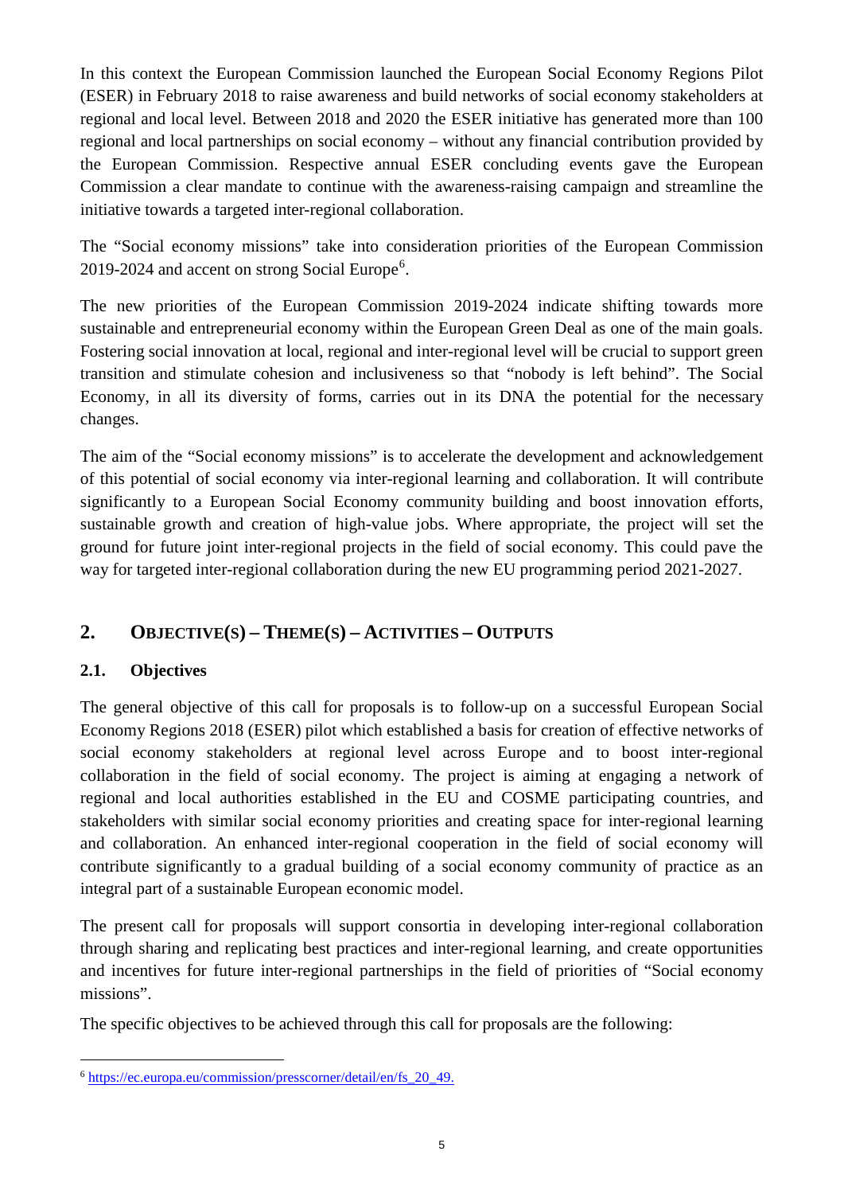In this context the European Commission launched the European Social Economy Regions Pilot (ESER) in February 2018 to raise awareness and build networks of social economy stakeholders at regional and local level. Between 2018 and 2020 the ESER initiative has generated more than 100 regional and local partnerships on social economy – without any financial contribution provided by the European Commission. Respective annual ESER concluding events gave the European Commission a clear mandate to continue with the awareness-raising campaign and streamline the initiative towards a targeted inter-regional collaboration.

The "Social economy missions" take into consideration priorities of the European Commission 2019-2024 and accent on strong Social Europe[6].

The new priorities of the European Commission 2019-2024 indicate shifting towards more sustainable and entrepreneurial economy within the European Green Deal as one of the main goals. Fostering social innovation at local, regional and inter-regional level will be crucial to support green transition and stimulate cohesion and inclusiveness so that "nobody is left behind". The Social Economy, in all its diversity of forms, carries out in its DNA the potential for the necessary changes.

The aim of the "Social economy missions" is to accelerate the development and acknowledgement of this potential of social economy via inter-regional learning and collaboration. It will contribute significantly to a European Social Economy community building and boost innovation efforts, sustainable growth and creation of high-value jobs. Where appropriate, the project will set the ground for future joint inter-regional projects in the field of social economy. This could pave the way for targeted inter-regional collaboration during the new EU programming period 2021-2027.

## 2. OBJECTIVE(S) – THEME(S) – ACTIVITIES – OUTPUTS

### 2.1. Objectives

The general objective of this call for proposals is to follow-up on a successful European Social Economy Regions 2018 (ESER) pilot which established a basis for creation of effective networks of social economy stakeholders at regional level across Europe and to boost inter-regional collaboration in the field of social economy. The project is aiming at engaging a network of regional and local authorities established in the EU and COSME participating countries, and stakeholders with similar social economy priorities and creating space for inter-regional learning and collaboration. An enhanced inter-regional cooperation in the field of social economy will contribute significantly to a gradual building of a social economy community of practice as an integral part of a sustainable European economic model.

The present call for proposals will support consortia in developing inter-regional collaboration through sharing and replicating best practices and inter-regional learning, and create opportunities and incentives for future inter-regional partnerships in the field of priorities of "Social economy missions".

The specific objectives to be achieved through this call for proposals are the following:

[6] https://ec.europa.eu/commission/presscorner/detail/en/fs_20_49.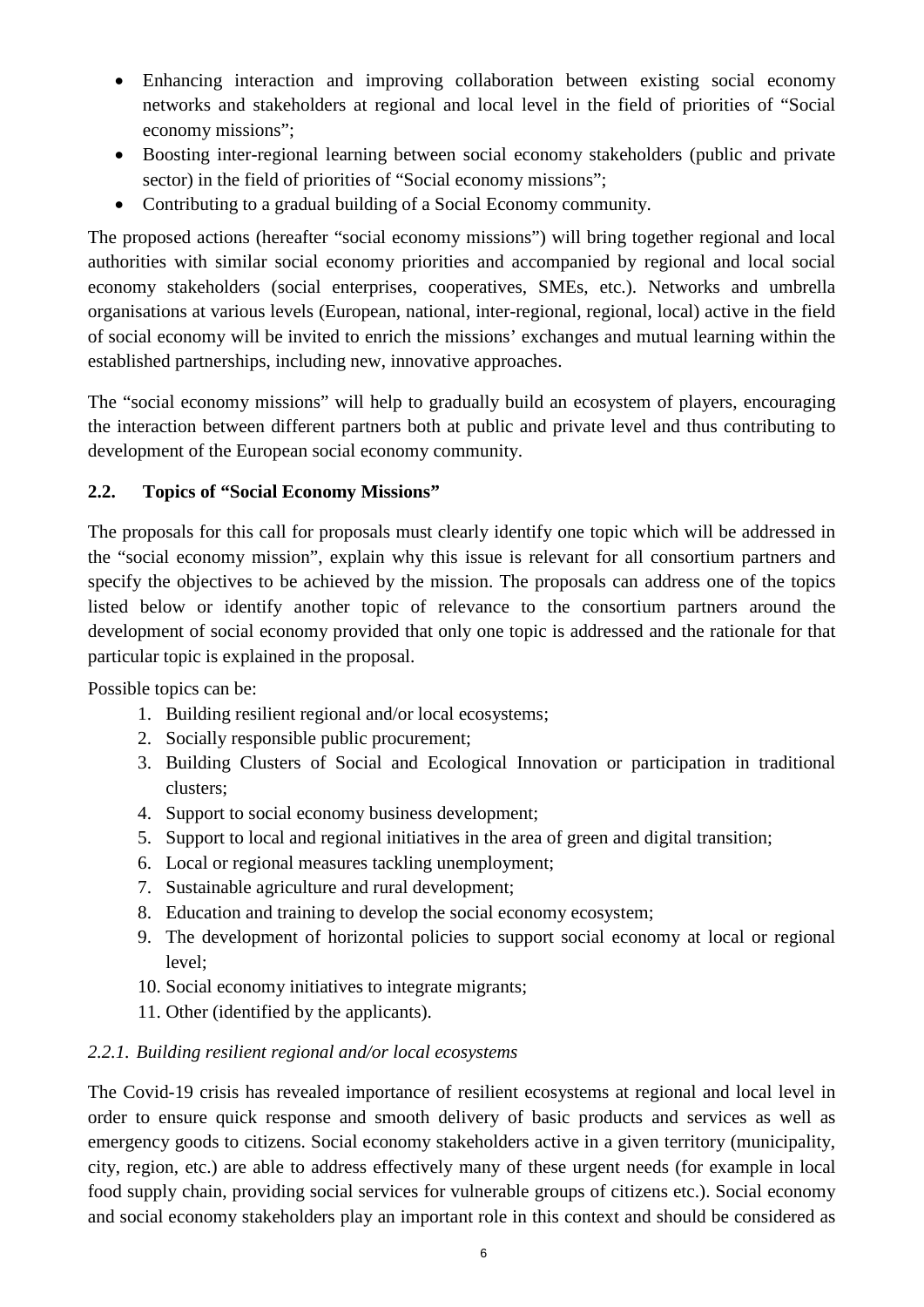- Enhancing interaction and improving collaboration between existing social economy networks and stakeholders at regional and local level in the field of priorities of "Social economy missions";
- Boosting inter-regional learning between social economy stakeholders (public and private sector) in the field of priorities of "Social economy missions";
- Contributing to a gradual building of a Social Economy community.

The proposed actions (hereafter "social economy missions") will bring together regional and local authorities with similar social economy priorities and accompanied by regional and local social economy stakeholders (social enterprises, cooperatives, SMEs, etc.). Networks and umbrella organisations at various levels (European, national, inter-regional, regional, local) active in the field of social economy will be invited to enrich the missions' exchanges and mutual learning within the established partnerships, including new, innovative approaches.

The "social economy missions" will help to gradually build an ecosystem of players, encouraging the interaction between different partners both at public and private level and thus contributing to development of the European social economy community.

## 2.2. Topics of "Social Economy Missions"

The proposals for this call for proposals must clearly identify one topic which will be addressed in the "social economy mission", explain why this issue is relevant for all consortium partners and specify the objectives to be achieved by the mission. The proposals can address one of the topics listed below or identify another topic of relevance to the consortium partners around the development of social economy provided that only one topic is addressed and the rationale for that particular topic is explained in the proposal.

Possible topics can be:

1. Building resilient regional and/or local ecosystems;
2. Socially responsible public procurement;
3. Building Clusters of Social and Ecological Innovation or participation in traditional clusters;
4. Support to social economy business development;
5. Support to local and regional initiatives in the area of green and digital transition;
6. Local or regional measures tackling unemployment;
7. Sustainable agriculture and rural development;
8. Education and training to develop the social economy ecosystem;
9. The development of horizontal policies to support social economy at local or regional level;
10. Social economy initiatives to integrate migrants;
11. Other (identified by the applicants).

### *2.2.1. Building resilient regional and/or local ecosystems*

The Covid-19 crisis has revealed importance of resilient ecosystems at regional and local level in order to ensure quick response and smooth delivery of basic products and services as well as emergency goods to citizens. Social economy stakeholders active in a given territory (municipality, city, region, etc.) are able to address effectively many of these urgent needs (for example in local food supply chain, providing social services for vulnerable groups of citizens etc.). Social economy and social economy stakeholders play an important role in this context and should be considered as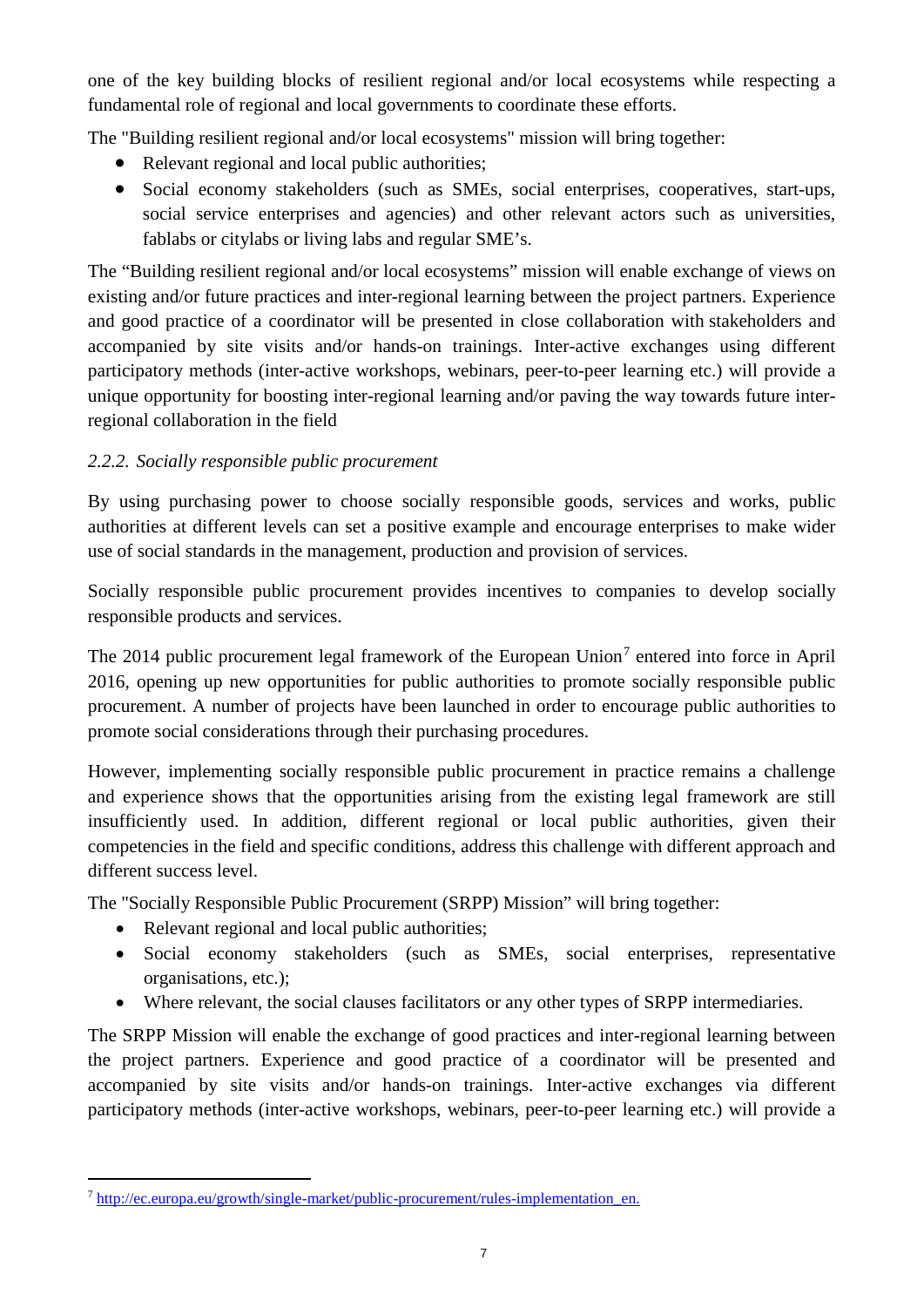one of the key building blocks of resilient regional and/or local ecosystems while respecting a fundamental role of regional and local governments to coordinate these efforts.

The "Building resilient regional and/or local ecosystems" mission will bring together:

- Relevant regional and local public authorities;
- Social economy stakeholders (such as SMEs, social enterprises, cooperatives, start-ups, social service enterprises and agencies) and other relevant actors such as universities, fablabs or citylabs or living labs and regular SME's.

The "Building resilient regional and/or local ecosystems" mission will enable exchange of views on existing and/or future practices and inter-regional learning between the project partners. Experience and good practice of a coordinator will be presented in close collaboration with stakeholders and accompanied by site visits and/or hands-on trainings. Inter-active exchanges using different participatory methods (inter-active workshops, webinars, peer-to-peer learning etc.) will provide a unique opportunity for boosting inter-regional learning and/or paving the way towards future inter-regional collaboration in the field

### *2.2.2. Socially responsible public procurement*

By using purchasing power to choose socially responsible goods, services and works, public authorities at different levels can set a positive example and encourage enterprises to make wider use of social standards in the management, production and provision of services.

Socially responsible public procurement provides incentives to companies to develop socially responsible products and services.

The 2014 public procurement legal framework of the European Union[7] entered into force in April 2016, opening up new opportunities for public authorities to promote socially responsible public procurement. A number of projects have been launched in order to encourage public authorities to promote social considerations through their purchasing procedures.

However, implementing socially responsible public procurement in practice remains a challenge and experience shows that the opportunities arising from the existing legal framework are still insufficiently used. In addition, different regional or local public authorities, given their competencies in the field and specific conditions, address this challenge with different approach and different success level.

The "Socially Responsible Public Procurement (SRPP) Mission" will bring together:

- Relevant regional and local public authorities;
- Social economy stakeholders (such as SMEs, social enterprises, representative organisations, etc.);
- Where relevant, the social clauses facilitators or any other types of SRPP intermediaries.

The SRPP Mission will enable the exchange of good practices and inter-regional learning between the project partners. Experience and good practice of a coordinator will be presented and accompanied by site visits and/or hands-on trainings. Inter-active exchanges via different participatory methods (inter-active workshops, webinars, peer-to-peer learning etc.) will provide a

---

[7] http://ec.europa.eu/growth/single-market/public-procurement/rules-implementation_en.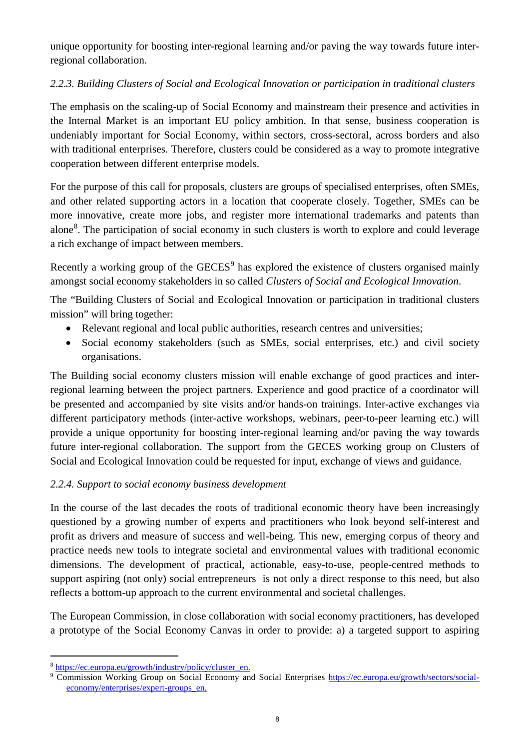unique opportunity for boosting inter-regional learning and/or paving the way towards future inter-regional collaboration.

### *2.2.3. Building Clusters of Social and Ecological Innovation or participation in traditional clusters*

The emphasis on the scaling-up of Social Economy and mainstream their presence and activities in the Internal Market is an important EU policy ambition. In that sense, business cooperation is undeniably important for Social Economy, within sectors, cross-sectoral, across borders and also with traditional enterprises. Therefore, clusters could be considered as a way to promote integrative cooperation between different enterprise models.

For the purpose of this call for proposals, clusters are groups of specialised enterprises, often SMEs, and other related supporting actors in a location that cooperate closely. Together, SMEs can be more innovative, create more jobs, and register more international trademarks and patents than alone[8]. The participation of social economy in such clusters is worth to explore and could leverage a rich exchange of impact between members.

Recently a working group of the GECES[9] has explored the existence of clusters organised mainly amongst social economy stakeholders in so called *Clusters of Social and Ecological Innovation*.

The "Building Clusters of Social and Ecological Innovation or participation in traditional clusters mission" will bring together:

- Relevant regional and local public authorities, research centres and universities;
- Social economy stakeholders (such as SMEs, social enterprises, etc.) and civil society organisations.

The Building social economy clusters mission will enable exchange of good practices and inter-regional learning between the project partners. Experience and good practice of a coordinator will be presented and accompanied by site visits and/or hands-on trainings. Inter-active exchanges via different participatory methods (inter-active workshops, webinars, peer-to-peer learning etc.) will provide a unique opportunity for boosting inter-regional learning and/or paving the way towards future inter-regional collaboration. The support from the GECES working group on Clusters of Social and Ecological Innovation could be requested for input, exchange of views and guidance.

### *2.2.4. Support to social economy business development*

In the course of the last decades the roots of traditional economic theory have been increasingly questioned by a growing number of experts and practitioners who look beyond self-interest and profit as drivers and measure of success and well-being. This new, emerging corpus of theory and practice needs new tools to integrate societal and environmental values with traditional economic dimensions. The development of practical, actionable, easy-to-use, people-centred methods to support aspiring (not only) social entrepreneurs is not only a direct response to this need, but also reflects a bottom-up approach to the current environmental and societal challenges.

The European Commission, in close collaboration with social economy practitioners, has developed a prototype of the Social Economy Canvas in order to provide: a) a targeted support to aspiring

---

[8] https://ec.europa.eu/growth/industry/policy/cluster_en.

[9] Commission Working Group on Social Economy and Social Enterprises https://ec.europa.eu/growth/sectors/social-economy/enterprises/expert-groups_en.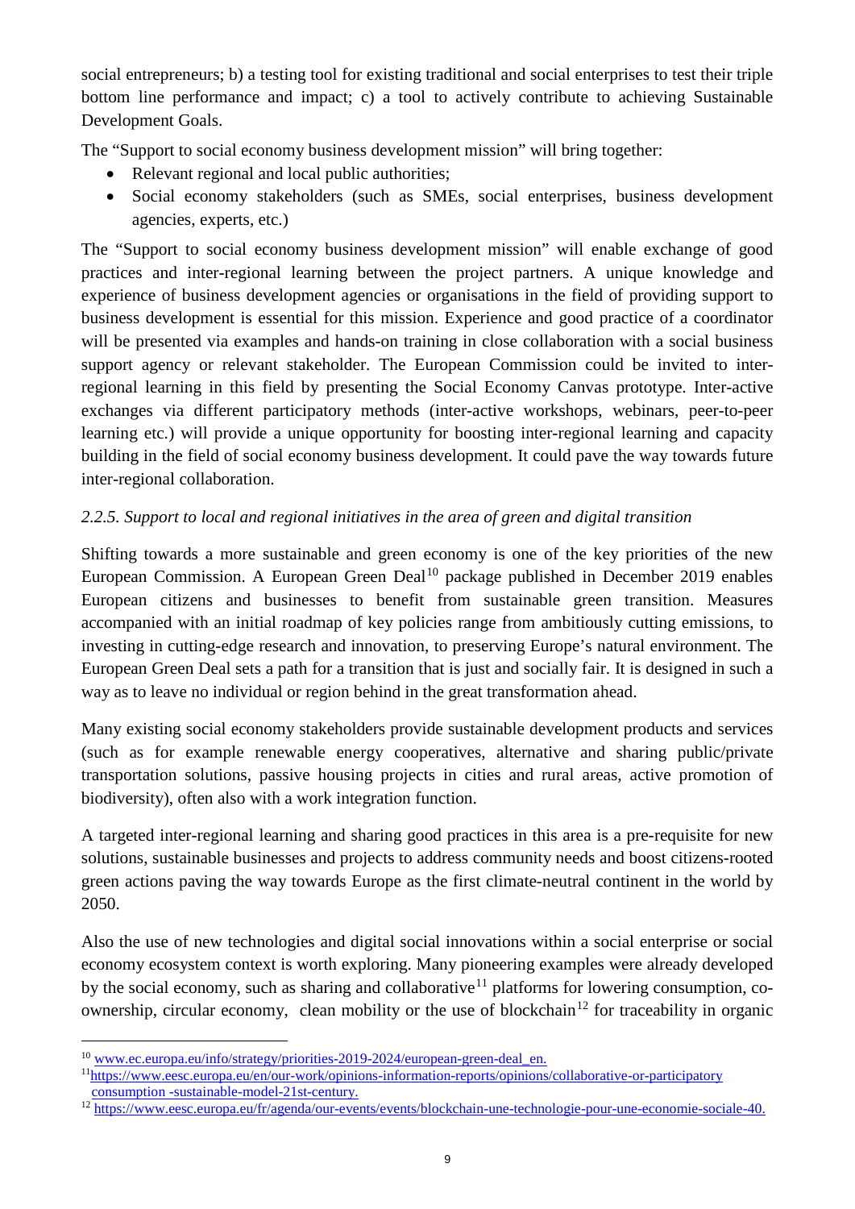social entrepreneurs; b) a testing tool for existing traditional and social enterprises to test their triple bottom line performance and impact; c) a tool to actively contribute to achieving Sustainable Development Goals.

The "Support to social economy business development mission" will bring together:

- Relevant regional and local public authorities;
- Social economy stakeholders (such as SMEs, social enterprises, business development agencies, experts, etc.)

The "Support to social economy business development mission" will enable exchange of good practices and inter-regional learning between the project partners. A unique knowledge and experience of business development agencies or organisations in the field of providing support to business development is essential for this mission. Experience and good practice of a coordinator will be presented via examples and hands-on training in close collaboration with a social business support agency or relevant stakeholder. The European Commission could be invited to inter-regional learning in this field by presenting the Social Economy Canvas prototype. Inter-active exchanges via different participatory methods (inter-active workshops, webinars, peer-to-peer learning etc.) will provide a unique opportunity for boosting inter-regional learning and capacity building in the field of social economy business development. It could pave the way towards future inter-regional collaboration.

### *2.2.5. Support to local and regional initiatives in the area of green and digital transition*

Shifting towards a more sustainable and green economy is one of the key priorities of the new European Commission. A European Green Deal[10] package published in December 2019 enables European citizens and businesses to benefit from sustainable green transition. Measures accompanied with an initial roadmap of key policies range from ambitiously cutting emissions, to investing in cutting-edge research and innovation, to preserving Europe's natural environment. The European Green Deal sets a path for a transition that is just and socially fair. It is designed in such a way as to leave no individual or region behind in the great transformation ahead.

Many existing social economy stakeholders provide sustainable development products and services (such as for example renewable energy cooperatives, alternative and sharing public/private transportation solutions, passive housing projects in cities and rural areas, active promotion of biodiversity), often also with a work integration function.

A targeted inter-regional learning and sharing good practices in this area is a pre-requisite for new solutions, sustainable businesses and projects to address community needs and boost citizens-rooted green actions paving the way towards Europe as the first climate-neutral continent in the world by 2050.

Also the use of new technologies and digital social innovations within a social enterprise or social economy ecosystem context is worth exploring. Many pioneering examples were already developed by the social economy, such as sharing and collaborative[11] platforms for lowering consumption, co-ownership, circular economy, clean mobility or the use of blockchain[12] for traceability in organic

---

[10] www.ec.europa.eu/info/strategy/priorities-2019-2024/european-green-deal_en.

[11] https://www.eesc.europa.eu/en/our-work/opinions-information-reports/opinions/collaborative-or-participatory consumption -sustainable-model-21st-century.

[12] https://www.eesc.europa.eu/fr/agenda/our-events/events/blockchain-une-technologie-pour-une-economie-sociale-40.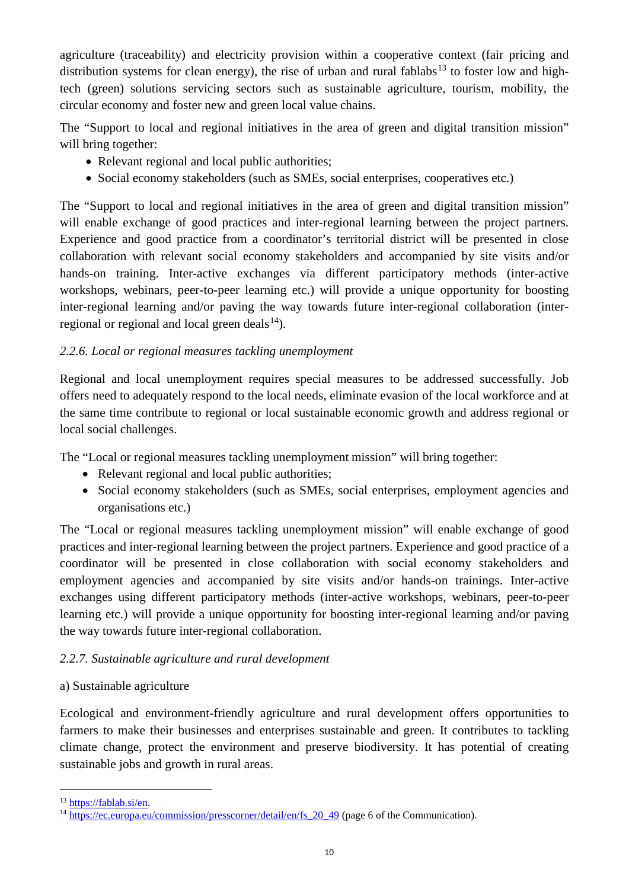agriculture (traceability) and electricity provision within a cooperative context (fair pricing and distribution systems for clean energy), the rise of urban and rural fablabs[13] to foster low and high-tech (green) solutions servicing sectors such as sustainable agriculture, tourism, mobility, the circular economy and foster new and green local value chains.

The "Support to local and regional initiatives in the area of green and digital transition mission" will bring together:

- Relevant regional and local public authorities;
- Social economy stakeholders (such as SMEs, social enterprises, cooperatives etc.)

The "Support to local and regional initiatives in the area of green and digital transition mission" will enable exchange of good practices and inter-regional learning between the project partners. Experience and good practice from a coordinator's territorial district will be presented in close collaboration with relevant social economy stakeholders and accompanied by site visits and/or hands-on training. Inter-active exchanges via different participatory methods (inter-active workshops, webinars, peer-to-peer learning etc.) will provide a unique opportunity for boosting inter-regional learning and/or paving the way towards future inter-regional collaboration (inter-regional or regional and local green deals[14]).

### *2.2.6. Local or regional measures tackling unemployment*

Regional and local unemployment requires special measures to be addressed successfully. Job offers need to adequately respond to the local needs, eliminate evasion of the local workforce and at the same time contribute to regional or local sustainable economic growth and address regional or local social challenges.

The "Local or regional measures tackling unemployment mission" will bring together:

- Relevant regional and local public authorities;
- Social economy stakeholders (such as SMEs, social enterprises, employment agencies and organisations etc.)

The "Local or regional measures tackling unemployment mission" will enable exchange of good practices and inter-regional learning between the project partners. Experience and good practice of a coordinator will be presented in close collaboration with social economy stakeholders and employment agencies and accompanied by site visits and/or hands-on trainings. Inter-active exchanges using different participatory methods (inter-active workshops, webinars, peer-to-peer learning etc.) will provide a unique opportunity for boosting inter-regional learning and/or paving the way towards future inter-regional collaboration.

### *2.2.7. Sustainable agriculture and rural development*

a) Sustainable agriculture

Ecological and environment-friendly agriculture and rural development offers opportunities to farmers to make their businesses and enterprises sustainable and green. It contributes to tackling climate change, protect the environment and preserve biodiversity. It has potential of creating sustainable jobs and growth in rural areas.

---

[13] https://fablab.si/en.

[14] https://ec.europa.eu/commission/presscorner/detail/en/fs_20_49 (page 6 of the Communication).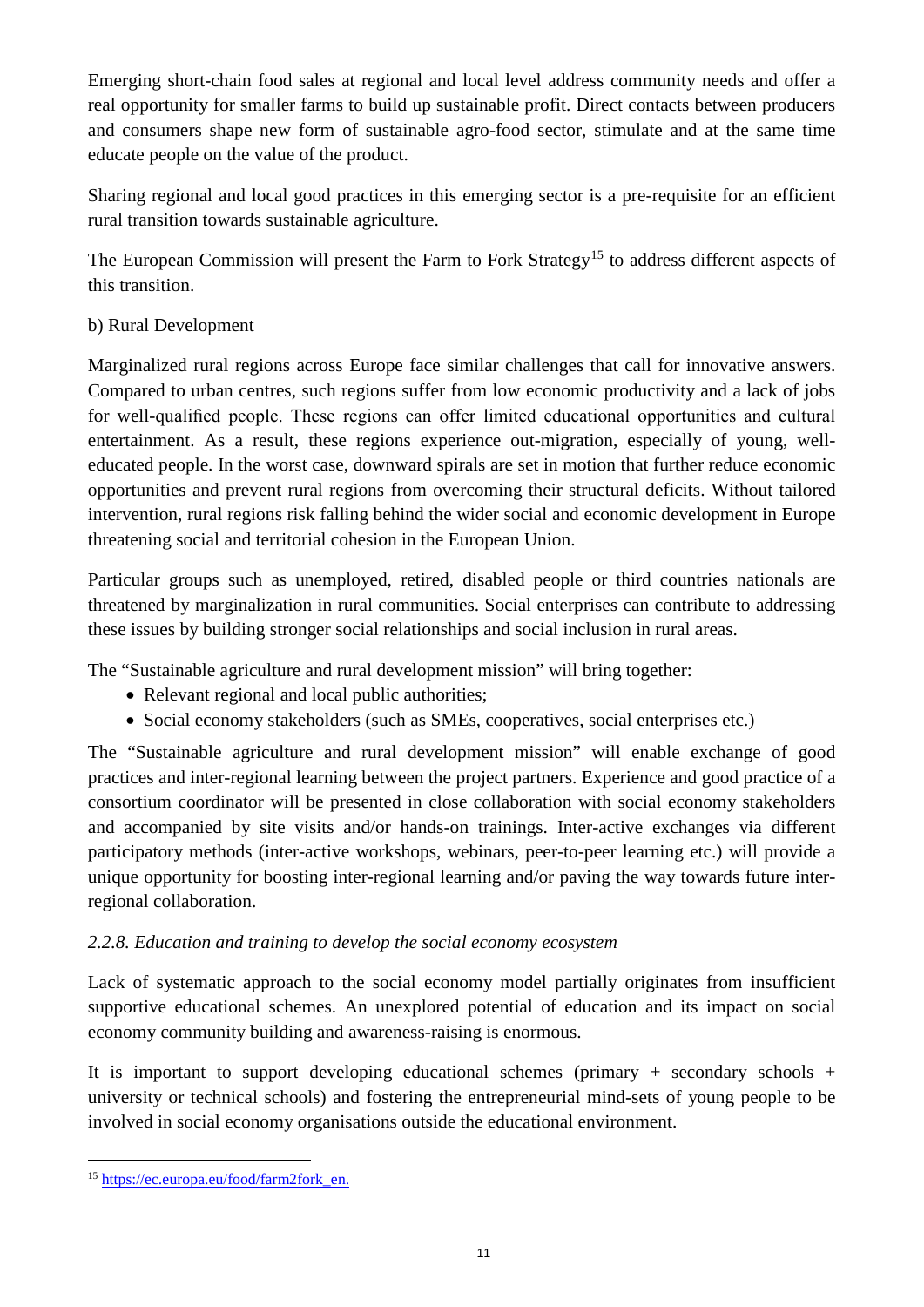Emerging short-chain food sales at regional and local level address community needs and offer a real opportunity for smaller farms to build up sustainable profit. Direct contacts between producers and consumers shape new form of sustainable agro-food sector, stimulate and at the same time educate people on the value of the product.

Sharing regional and local good practices in this emerging sector is a pre-requisite for an efficient rural transition towards sustainable agriculture.

The European Commission will present the Farm to Fork Strategy[15] to address different aspects of this transition.

b) Rural Development

Marginalized rural regions across Europe face similar challenges that call for innovative answers. Compared to urban centres, such regions suffer from low economic productivity and a lack of jobs for well-qualified people. These regions can offer limited educational opportunities and cultural entertainment. As a result, these regions experience out-migration, especially of young, well-educated people. In the worst case, downward spirals are set in motion that further reduce economic opportunities and prevent rural regions from overcoming their structural deficits. Without tailored intervention, rural regions risk falling behind the wider social and economic development in Europe threatening social and territorial cohesion in the European Union.

Particular groups such as unemployed, retired, disabled people or third countries nationals are threatened by marginalization in rural communities. Social enterprises can contribute to addressing these issues by building stronger social relationships and social inclusion in rural areas.

The "Sustainable agriculture and rural development mission" will bring together:

- Relevant regional and local public authorities;
- Social economy stakeholders (such as SMEs, cooperatives, social enterprises etc.)

The "Sustainable agriculture and rural development mission" will enable exchange of good practices and inter-regional learning between the project partners. Experience and good practice of a consortium coordinator will be presented in close collaboration with social economy stakeholders and accompanied by site visits and/or hands-on trainings. Inter-active exchanges via different participatory methods (inter-active workshops, webinars, peer-to-peer learning etc.) will provide a unique opportunity for boosting inter-regional learning and/or paving the way towards future inter-regional collaboration.

### *2.2.8. Education and training to develop the social economy ecosystem*

Lack of systematic approach to the social economy model partially originates from insufficient supportive educational schemes. An unexplored potential of education and its impact on social economy community building and awareness-raising is enormous.

It is important to support developing educational schemes (primary + secondary schools + university or technical schools) and fostering the entrepreneurial mind-sets of young people to be involved in social economy organisations outside the educational environment.

---

[15] https://ec.europa.eu/food/farm2fork_en.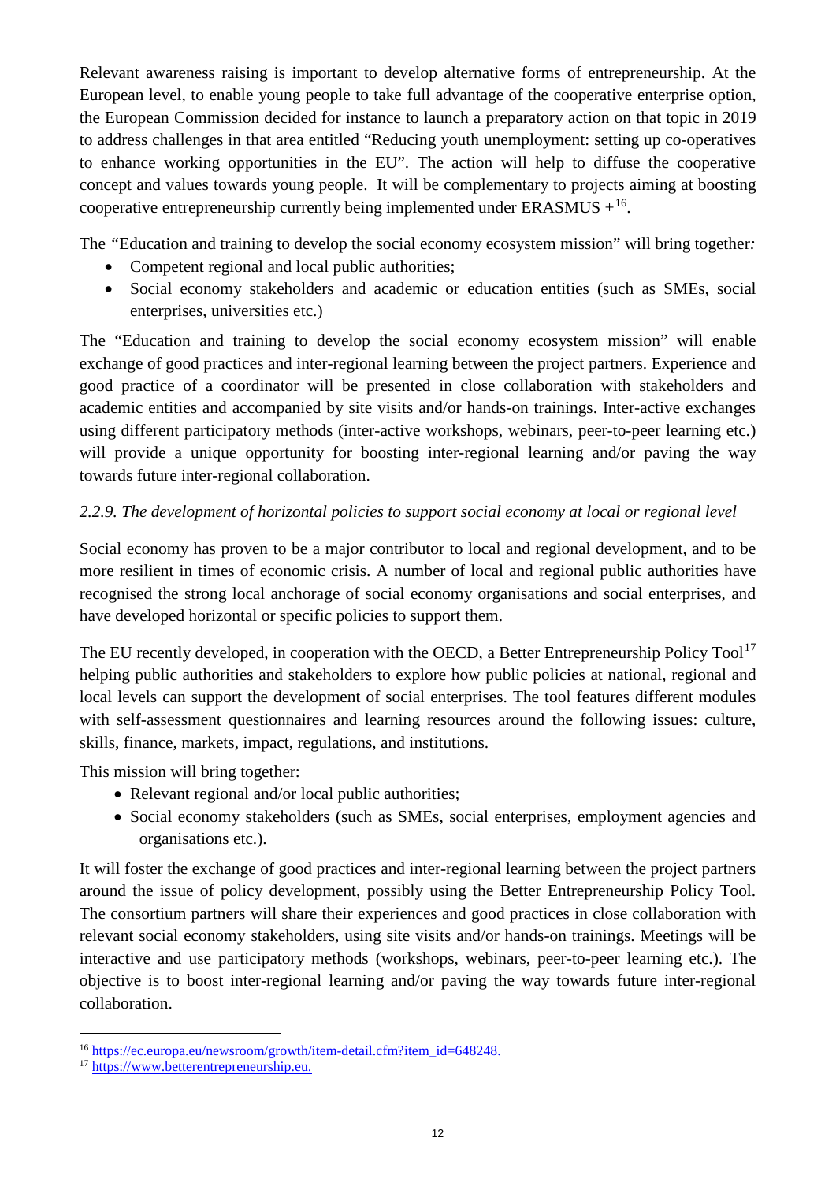Relevant awareness raising is important to develop alternative forms of entrepreneurship. At the European level, to enable young people to take full advantage of the cooperative enterprise option, the European Commission decided for instance to launch a preparatory action on that topic in 2019 to address challenges in that area entitled "Reducing youth unemployment: setting up co-operatives to enhance working opportunities in the EU". The action will help to diffuse the cooperative concept and values towards young people. It will be complementary to projects aiming at boosting cooperative entrepreneurship currently being implemented under ERASMUS +[16].

The "Education and training to develop the social economy ecosystem mission" will bring together*:*

- Competent regional and local public authorities;
- Social economy stakeholders and academic or education entities (such as SMEs, social enterprises, universities etc.)

The "Education and training to develop the social economy ecosystem mission" will enable exchange of good practices and inter-regional learning between the project partners. Experience and good practice of a coordinator will be presented in close collaboration with stakeholders and academic entities and accompanied by site visits and/or hands-on trainings. Inter-active exchanges using different participatory methods (inter-active workshops, webinars, peer-to-peer learning etc.) will provide a unique opportunity for boosting inter-regional learning and/or paving the way towards future inter-regional collaboration.

*2.2.9. The development of horizontal policies to support social economy at local or regional level*

Social economy has proven to be a major contributor to local and regional development, and to be more resilient in times of economic crisis. A number of local and regional public authorities have recognised the strong local anchorage of social economy organisations and social enterprises, and have developed horizontal or specific policies to support them.

The EU recently developed, in cooperation with the OECD, a Better Entrepreneurship Policy Tool[17] helping public authorities and stakeholders to explore how public policies at national, regional and local levels can support the development of social enterprises. The tool features different modules with self-assessment questionnaires and learning resources around the following issues: culture, skills, finance, markets, impact, regulations, and institutions.

This mission will bring together:

- Relevant regional and/or local public authorities;
- Social economy stakeholders (such as SMEs, social enterprises, employment agencies and organisations etc.).

It will foster the exchange of good practices and inter-regional learning between the project partners around the issue of policy development, possibly using the Better Entrepreneurship Policy Tool. The consortium partners will share their experiences and good practices in close collaboration with relevant social economy stakeholders, using site visits and/or hands-on trainings. Meetings will be interactive and use participatory methods (workshops, webinars, peer-to-peer learning etc.). The objective is to boost inter-regional learning and/or paving the way towards future inter-regional collaboration.

[16] https://ec.europa.eu/newsroom/growth/item-detail.cfm?item_id=648248.

[17] https://www.betterentrepreneurship.eu.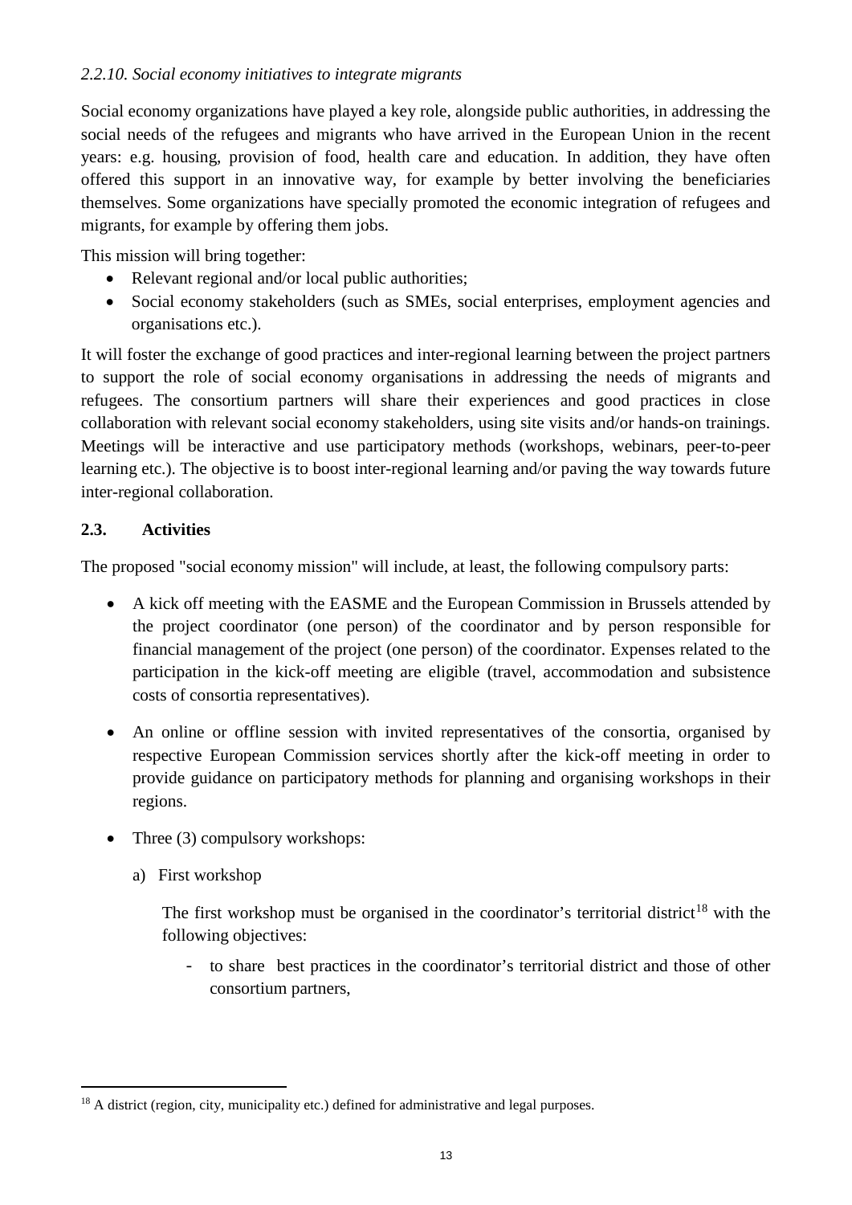*2.2.10. Social economy initiatives to integrate migrants*

Social economy organizations have played a key role, alongside public authorities, in addressing the social needs of the refugees and migrants who have arrived in the European Union in the recent years: e.g. housing, provision of food, health care and education. In addition, they have often offered this support in an innovative way, for example by better involving the beneficiaries themselves. Some organizations have specially promoted the economic integration of refugees and migrants, for example by offering them jobs.

This mission will bring together:

- Relevant regional and/or local public authorities;
- Social economy stakeholders (such as SMEs, social enterprises, employment agencies and organisations etc.).

It will foster the exchange of good practices and inter-regional learning between the project partners to support the role of social economy organisations in addressing the needs of migrants and refugees. The consortium partners will share their experiences and good practices in close collaboration with relevant social economy stakeholders, using site visits and/or hands-on trainings. Meetings will be interactive and use participatory methods (workshops, webinars, peer-to-peer learning etc.). The objective is to boost inter-regional learning and/or paving the way towards future inter-regional collaboration.

## 2.3. Activities

The proposed "social economy mission" will include, at least, the following compulsory parts:

- A kick off meeting with the EASME and the European Commission in Brussels attended by the project coordinator (one person) of the coordinator and by person responsible for financial management of the project (one person) of the coordinator. Expenses related to the participation in the kick-off meeting are eligible (travel, accommodation and subsistence costs of consortia representatives).

- An online or offline session with invited representatives of the consortia, organised by respective European Commission services shortly after the kick-off meeting in order to provide guidance on participatory methods for planning and organising workshops in their regions.

- Three (3) compulsory workshops:

  a) First workshop

  The first workshop must be organised in the coordinator's territorial district[18] with the following objectives:

  - to share best practices in the coordinator's territorial district and those of other consortium partners,

[18] A district (region, city, municipality etc.) defined for administrative and legal purposes.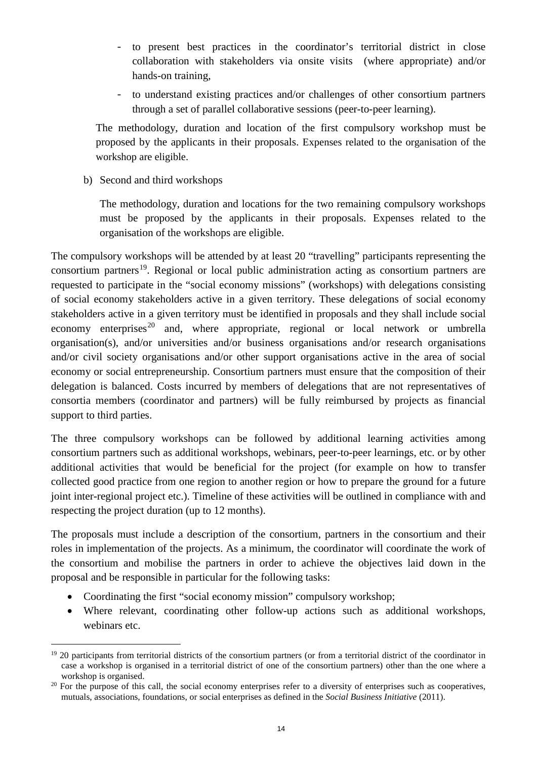- to present best practices in the coordinator's territorial district in close collaboration with stakeholders via onsite visits (where appropriate) and/or hands-on training,
- to understand existing practices and/or challenges of other consortium partners through a set of parallel collaborative sessions (peer-to-peer learning).

The methodology, duration and location of the first compulsory workshop must be proposed by the applicants in their proposals. Expenses related to the organisation of the workshop are eligible.

b) Second and third workshops

The methodology, duration and locations for the two remaining compulsory workshops must be proposed by the applicants in their proposals. Expenses related to the organisation of the workshops are eligible.

The compulsory workshops will be attended by at least 20 "travelling" participants representing the consortium partners[19]. Regional or local public administration acting as consortium partners are requested to participate in the "social economy missions" (workshops) with delegations consisting of social economy stakeholders active in a given territory. These delegations of social economy stakeholders active in a given territory must be identified in proposals and they shall include social economy enterprises[20] and, where appropriate, regional or local network or umbrella organisation(s), and/or universities and/or business organisations and/or research organisations and/or civil society organisations and/or other support organisations active in the area of social economy or social entrepreneurship. Consortium partners must ensure that the composition of their delegation is balanced. Costs incurred by members of delegations that are not representatives of consortia members (coordinator and partners) will be fully reimbursed by projects as financial support to third parties.

The three compulsory workshops can be followed by additional learning activities among consortium partners such as additional workshops, webinars, peer-to-peer learnings, etc. or by other additional activities that would be beneficial for the project (for example on how to transfer collected good practice from one region to another region or how to prepare the ground for a future joint inter-regional project etc.). Timeline of these activities will be outlined in compliance with and respecting the project duration (up to 12 months).

The proposals must include a description of the consortium, partners in the consortium and their roles in implementation of the projects. As a minimum, the coordinator will coordinate the work of the consortium and mobilise the partners in order to achieve the objectives laid down in the proposal and be responsible in particular for the following tasks:

- Coordinating the first "social economy mission" compulsory workshop;
- Where relevant, coordinating other follow-up actions such as additional workshops, webinars etc.

---

[19] 20 participants from territorial districts of the consortium partners (or from a territorial district of the coordinator in case a workshop is organised in a territorial district of one of the consortium partners) other than the one where a workshop is organised.

[20] For the purpose of this call, the social economy enterprises refer to a diversity of enterprises such as cooperatives, mutuals, associations, foundations, or social enterprises as defined in the *Social Business Initiative* (2011).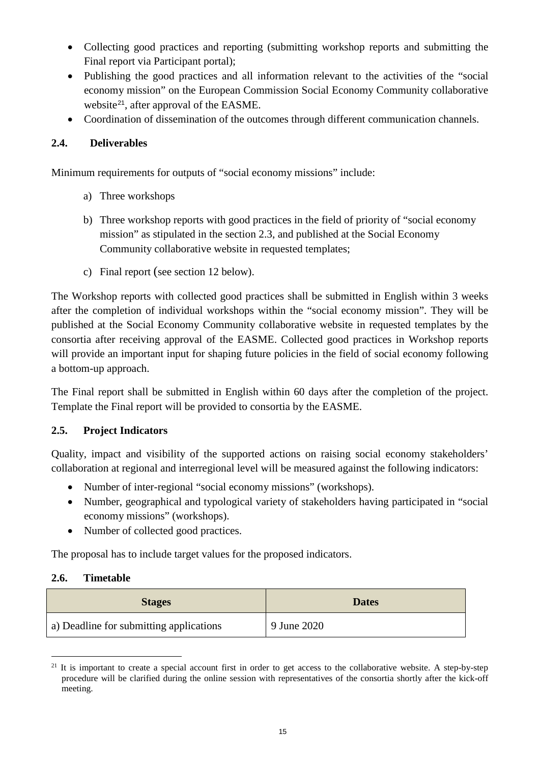- Collecting good practices and reporting (submitting workshop reports and submitting the Final report via Participant portal);
- Publishing the good practices and all information relevant to the activities of the "social economy mission" on the European Commission Social Economy Community collaborative website[21], after approval of the EASME.
- Coordination of dissemination of the outcomes through different communication channels.

### 2.4. Deliverables

Minimum requirements for outputs of "social economy missions" include:

a) Three workshops

b) Three workshop reports with good practices in the field of priority of "social economy mission" as stipulated in the section 2.3, and published at the Social Economy Community collaborative website in requested templates;

c) Final report (see section 12 below).

The Workshop reports with collected good practices shall be submitted in English within 3 weeks after the completion of individual workshops within the "social economy mission". They will be published at the Social Economy Community collaborative website in requested templates by the consortia after receiving approval of the EASME. Collected good practices in Workshop reports will provide an important input for shaping future policies in the field of social economy following a bottom-up approach.

The Final report shall be submitted in English within 60 days after the completion of the project. Template the Final report will be provided to consortia by the EASME.

### 2.5. Project Indicators

Quality, impact and visibility of the supported actions on raising social economy stakeholders' collaboration at regional and interregional level will be measured against the following indicators:

- Number of inter-regional "social economy missions" (workshops).
- Number, geographical and typological variety of stakeholders having participated in "social economy missions" (workshops).
- Number of collected good practices.

The proposal has to include target values for the proposed indicators.

### 2.6. Timetable

| Stages | Dates |
| --- | --- |
| a) Deadline for submitting applications | 9 June 2020 |

[21] It is important to create a special account first in order to get access to the collaborative website. A step-by-step procedure will be clarified during the online session with representatives of the consortia shortly after the kick-off meeting.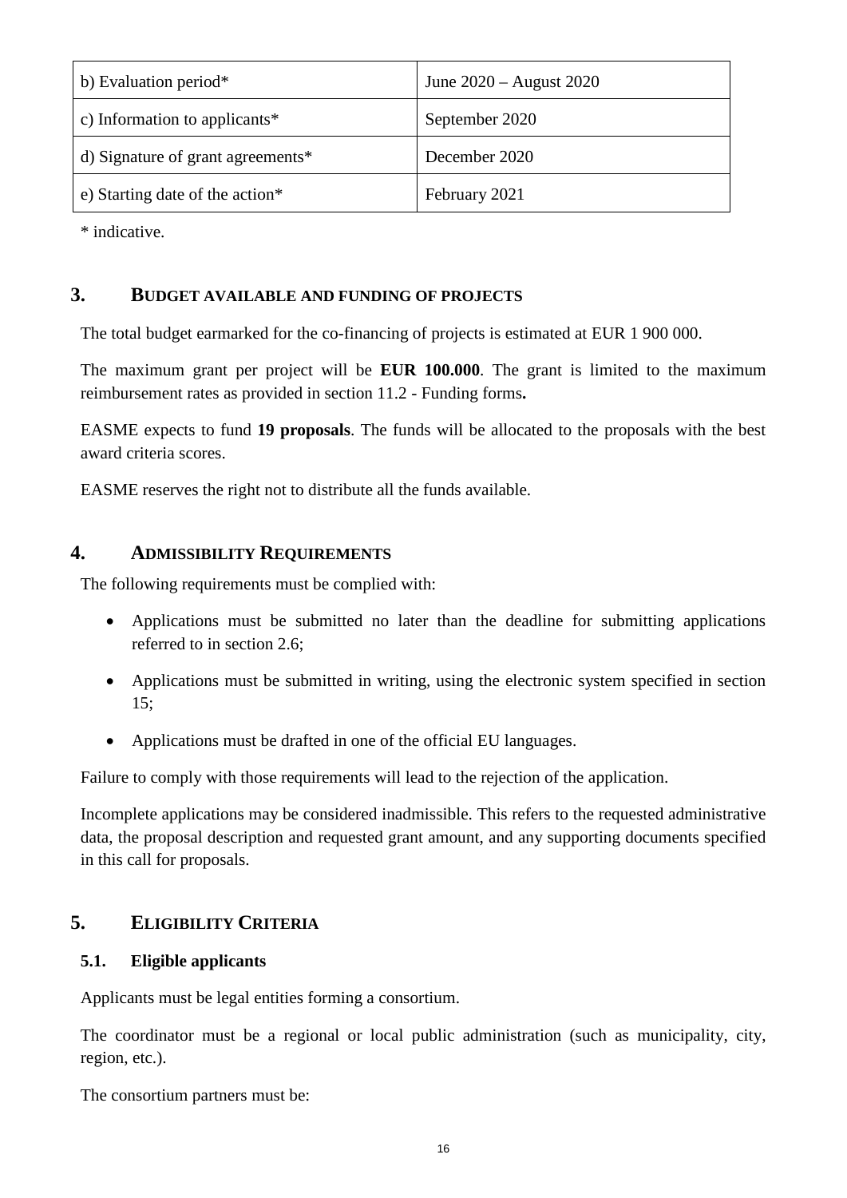| b) Evaluation period* | June 2020 – August 2020 |
|---|---|
| c) Information to applicants* | September 2020 |
| d) Signature of grant agreements* | December 2020 |
| e) Starting date of the action* | February 2021 |

* indicative.

## 3. BUDGET AVAILABLE AND FUNDING OF PROJECTS

The total budget earmarked for the co-financing of projects is estimated at EUR 1 900 000.

The maximum grant per project will be **EUR 100.000**. The grant is limited to the maximum reimbursement rates as provided in section 11.2 - Funding forms**.**

EASME expects to fund **19 proposals**. The funds will be allocated to the proposals with the best award criteria scores.

EASME reserves the right not to distribute all the funds available.

## 4. ADMISSIBILITY REQUIREMENTS

The following requirements must be complied with:

- Applications must be submitted no later than the deadline for submitting applications referred to in section 2.6;
- Applications must be submitted in writing, using the electronic system specified in section 15;
- Applications must be drafted in one of the official EU languages.

Failure to comply with those requirements will lead to the rejection of the application.

Incomplete applications may be considered inadmissible. This refers to the requested administrative data, the proposal description and requested grant amount, and any supporting documents specified in this call for proposals.

## 5. ELIGIBILITY CRITERIA

### 5.1. Eligible applicants

Applicants must be legal entities forming a consortium.

The coordinator must be a regional or local public administration (such as municipality, city, region, etc.).

The consortium partners must be: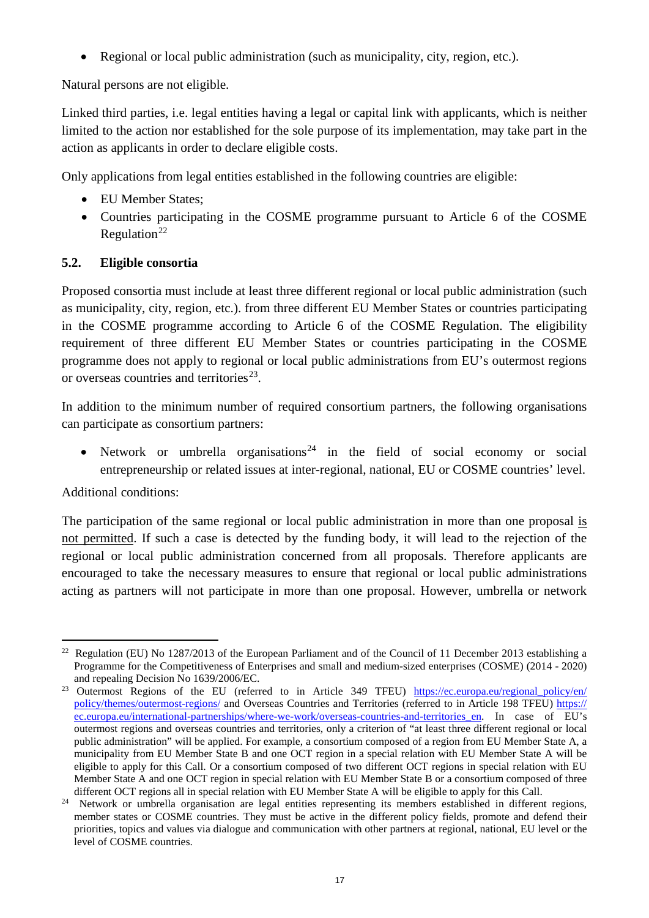- Regional or local public administration (such as municipality, city, region, etc.).

Natural persons are not eligible.

Linked third parties, i.e. legal entities having a legal or capital link with applicants, which is neither limited to the action nor established for the sole purpose of its implementation, may take part in the action as applicants in order to declare eligible costs.

Only applications from legal entities established in the following countries are eligible:

- EU Member States;
- Countries participating in the COSME programme pursuant to Article 6 of the COSME Regulation[22]

## 5.2. Eligible consortia

Proposed consortia must include at least three different regional or local public administration (such as municipality, city, region, etc.). from three different EU Member States or countries participating in the COSME programme according to Article 6 of the COSME Regulation. The eligibility requirement of three different EU Member States or countries participating in the COSME programme does not apply to regional or local public administrations from EU's outermost regions or overseas countries and territories[23].

In addition to the minimum number of required consortium partners, the following organisations can participate as consortium partners:

- Network or umbrella organisations[24] in the field of social economy or social entrepreneurship or related issues at inter-regional, national, EU or COSME countries' level.

Additional conditions:

The participation of the same regional or local public administration in more than one proposal is not permitted. If such a case is detected by the funding body, it will lead to the rejection of the regional or local public administration concerned from all proposals. Therefore applicants are encouraged to take the necessary measures to ensure that regional or local public administrations acting as partners will not participate in more than one proposal. However, umbrella or network

---

[22] Regulation (EU) No 1287/2013 of the European Parliament and of the Council of 11 December 2013 establishing a Programme for the Competitiveness of Enterprises and small and medium-sized enterprises (COSME) (2014 - 2020) and repealing Decision No 1639/2006/EC.

[23] Outermost Regions of the EU (referred to in Article 349 TFEU) https://ec.europa.eu/regional_policy/en/policy/themes/outermost-regions/ and Overseas Countries and Territories (referred to in Article 198 TFEU) https://ec.europa.eu/international-partnerships/where-we-work/overseas-countries-and-territories_en. In case of EU's outermost regions and overseas countries and territories, only a criterion of "at least three different regional or local public administration" will be applied. For example, a consortium composed of a region from EU Member State A, a municipality from EU Member State B and one OCT region in a special relation with EU Member State A will be eligible to apply for this Call. Or a consortium composed of two different OCT regions in special relation with EU Member State A and one OCT region in special relation with EU Member State B or a consortium composed of three different OCT regions all in special relation with EU Member State A will be eligible to apply for this Call.

[24] Network or umbrella organisation are legal entities representing its members established in different regions, member states or COSME countries. They must be active in the different policy fields, promote and defend their priorities, topics and values via dialogue and communication with other partners at regional, national, EU level or the level of COSME countries.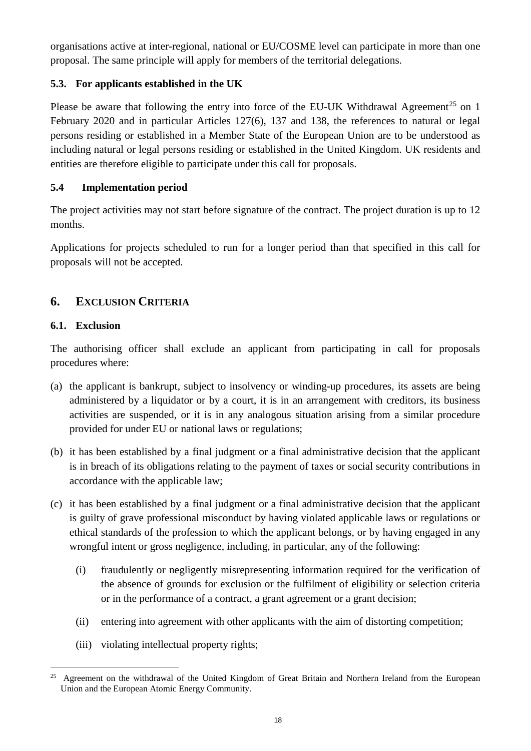organisations active at inter-regional, national or EU/COSME level can participate in more than one proposal. The same principle will apply for members of the territorial delegations.

### 5.3. For applicants established in the UK

Please be aware that following the entry into force of the EU-UK Withdrawal Agreement[25] on 1 February 2020 and in particular Articles 127(6), 137 and 138, the references to natural or legal persons residing or established in a Member State of the European Union are to be understood as including natural or legal persons residing or established in the United Kingdom. UK residents and entities are therefore eligible to participate under this call for proposals.

### 5.4 Implementation period

The project activities may not start before signature of the contract. The project duration is up to 12 months.

Applications for projects scheduled to run for a longer period than that specified in this call for proposals will not be accepted.

## 6. EXCLUSION CRITERIA

### 6.1. Exclusion

The authorising officer shall exclude an applicant from participating in call for proposals procedures where:

(a) the applicant is bankrupt, subject to insolvency or winding-up procedures, its assets are being administered by a liquidator or by a court, it is in an arrangement with creditors, its business activities are suspended, or it is in any analogous situation arising from a similar procedure provided for under EU or national laws or regulations;

(b) it has been established by a final judgment or a final administrative decision that the applicant is in breach of its obligations relating to the payment of taxes or social security contributions in accordance with the applicable law;

(c) it has been established by a final judgment or a final administrative decision that the applicant is guilty of grave professional misconduct by having violated applicable laws or regulations or ethical standards of the profession to which the applicant belongs, or by having engaged in any wrongful intent or gross negligence, including, in particular, any of the following:

  (i) fraudulently or negligently misrepresenting information required for the verification of the absence of grounds for exclusion or the fulfilment of eligibility or selection criteria or in the performance of a contract, a grant agreement or a grant decision;

  (ii) entering into agreement with other applicants with the aim of distorting competition;

  (iii) violating intellectual property rights;

[25] Agreement on the withdrawal of the United Kingdom of Great Britain and Northern Ireland from the European Union and the European Atomic Energy Community.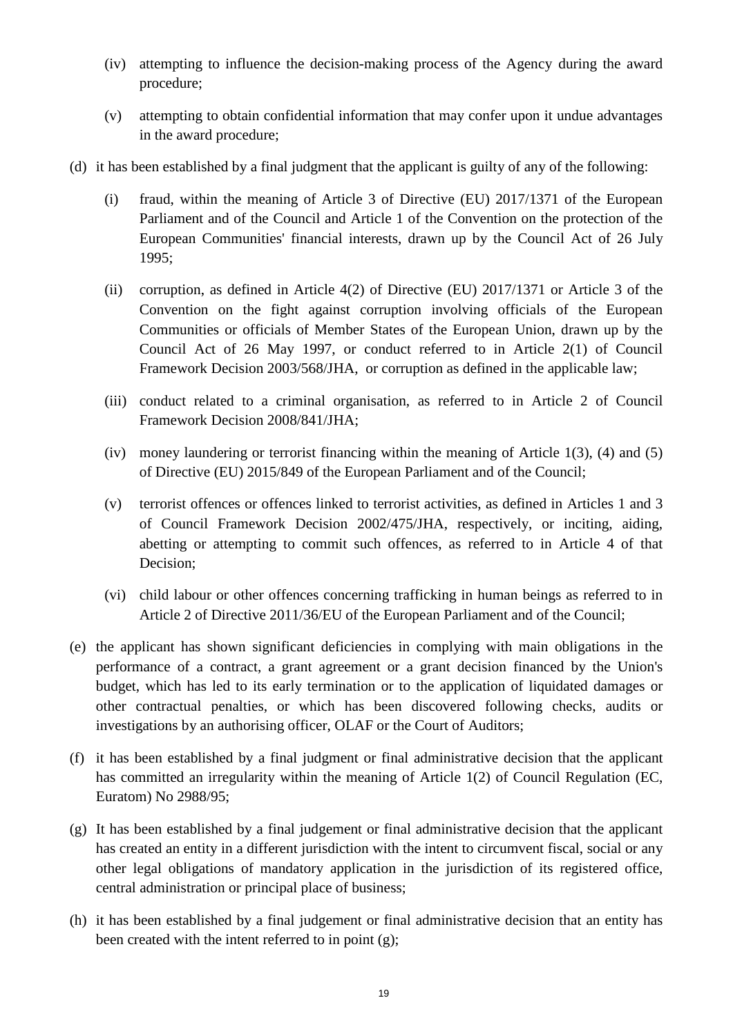(iv) attempting to influence the decision-making process of the Agency during the award procedure;

(v) attempting to obtain confidential information that may confer upon it undue advantages in the award procedure;

(d) it has been established by a final judgment that the applicant is guilty of any of the following:

(i) fraud, within the meaning of Article 3 of Directive (EU) 2017/1371 of the European Parliament and of the Council and Article 1 of the Convention on the protection of the European Communities' financial interests, drawn up by the Council Act of 26 July 1995;

(ii) corruption, as defined in Article 4(2) of Directive (EU) 2017/1371 or Article 3 of the Convention on the fight against corruption involving officials of the European Communities or officials of Member States of the European Union, drawn up by the Council Act of 26 May 1997, or conduct referred to in Article 2(1) of Council Framework Decision 2003/568/JHA, or corruption as defined in the applicable law;

(iii) conduct related to a criminal organisation, as referred to in Article 2 of Council Framework Decision 2008/841/JHA;

(iv) money laundering or terrorist financing within the meaning of Article 1(3), (4) and (5) of Directive (EU) 2015/849 of the European Parliament and of the Council;

(v) terrorist offences or offences linked to terrorist activities, as defined in Articles 1 and 3 of Council Framework Decision 2002/475/JHA, respectively, or inciting, aiding, abetting or attempting to commit such offences, as referred to in Article 4 of that Decision;

(vi) child labour or other offences concerning trafficking in human beings as referred to in Article 2 of Directive 2011/36/EU of the European Parliament and of the Council;

(e) the applicant has shown significant deficiencies in complying with main obligations in the performance of a contract, a grant agreement or a grant decision financed by the Union's budget, which has led to its early termination or to the application of liquidated damages or other contractual penalties, or which has been discovered following checks, audits or investigations by an authorising officer, OLAF or the Court of Auditors;

(f) it has been established by a final judgment or final administrative decision that the applicant has committed an irregularity within the meaning of Article 1(2) of Council Regulation (EC, Euratom) No 2988/95;

(g) It has been established by a final judgement or final administrative decision that the applicant has created an entity in a different jurisdiction with the intent to circumvent fiscal, social or any other legal obligations of mandatory application in the jurisdiction of its registered office, central administration or principal place of business;

(h) it has been established by a final judgement or final administrative decision that an entity has been created with the intent referred to in point (g);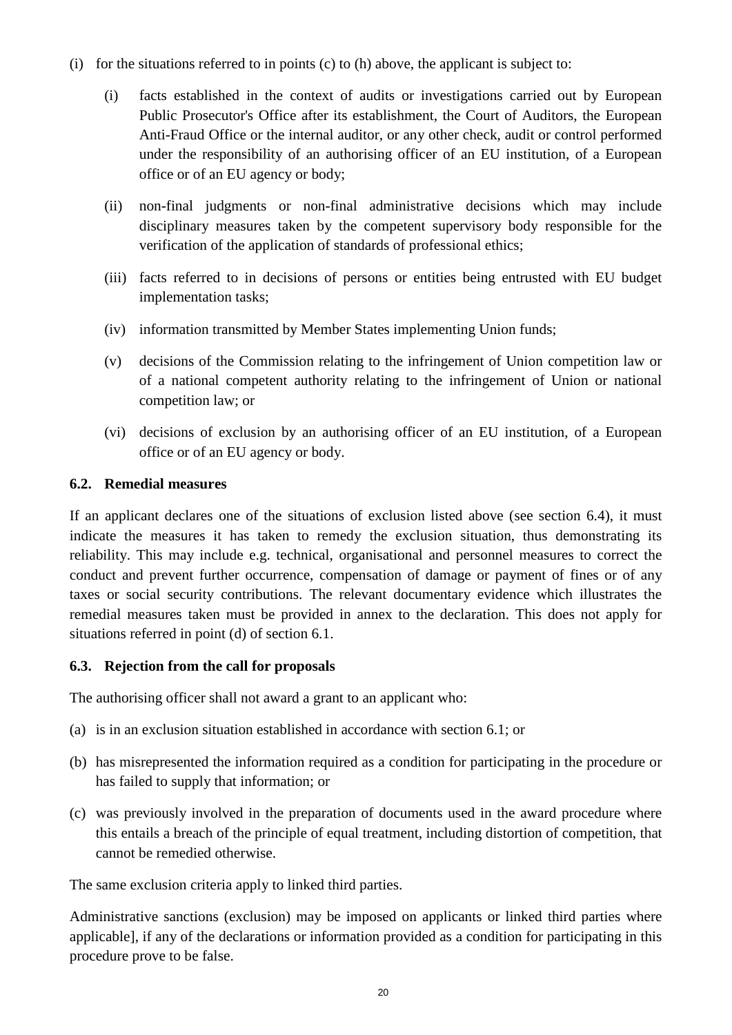(i) for the situations referred to in points (c) to (h) above, the applicant is subject to:

   (i) facts established in the context of audits or investigations carried out by European Public Prosecutor's Office after its establishment, the Court of Auditors, the European Anti-Fraud Office or the internal auditor, or any other check, audit or control performed under the responsibility of an authorising officer of an EU institution, of a European office or of an EU agency or body;

   (ii) non-final judgments or non-final administrative decisions which may include disciplinary measures taken by the competent supervisory body responsible for the verification of the application of standards of professional ethics;

   (iii) facts referred to in decisions of persons or entities being entrusted with EU budget implementation tasks;

   (iv) information transmitted by Member States implementing Union funds;

   (v) decisions of the Commission relating to the infringement of Union competition law or of a national competent authority relating to the infringement of Union or national competition law; or

   (vi) decisions of exclusion by an authorising officer of an EU institution, of a European office or of an EU agency or body.

### 6.2. Remedial measures

If an applicant declares one of the situations of exclusion listed above (see section 6.4), it must indicate the measures it has taken to remedy the exclusion situation, thus demonstrating its reliability. This may include e.g. technical, organisational and personnel measures to correct the conduct and prevent further occurrence, compensation of damage or payment of fines or of any taxes or social security contributions. The relevant documentary evidence which illustrates the remedial measures taken must be provided in annex to the declaration. This does not apply for situations referred in point (d) of section 6.1.

### 6.3. Rejection from the call for proposals

The authorising officer shall not award a grant to an applicant who:

(a) is in an exclusion situation established in accordance with section 6.1; or

(b) has misrepresented the information required as a condition for participating in the procedure or has failed to supply that information; or

(c) was previously involved in the preparation of documents used in the award procedure where this entails a breach of the principle of equal treatment, including distortion of competition, that cannot be remedied otherwise.

The same exclusion criteria apply to linked third parties.

Administrative sanctions (exclusion) may be imposed on applicants or linked third parties where applicable], if any of the declarations or information provided as a condition for participating in this procedure prove to be false.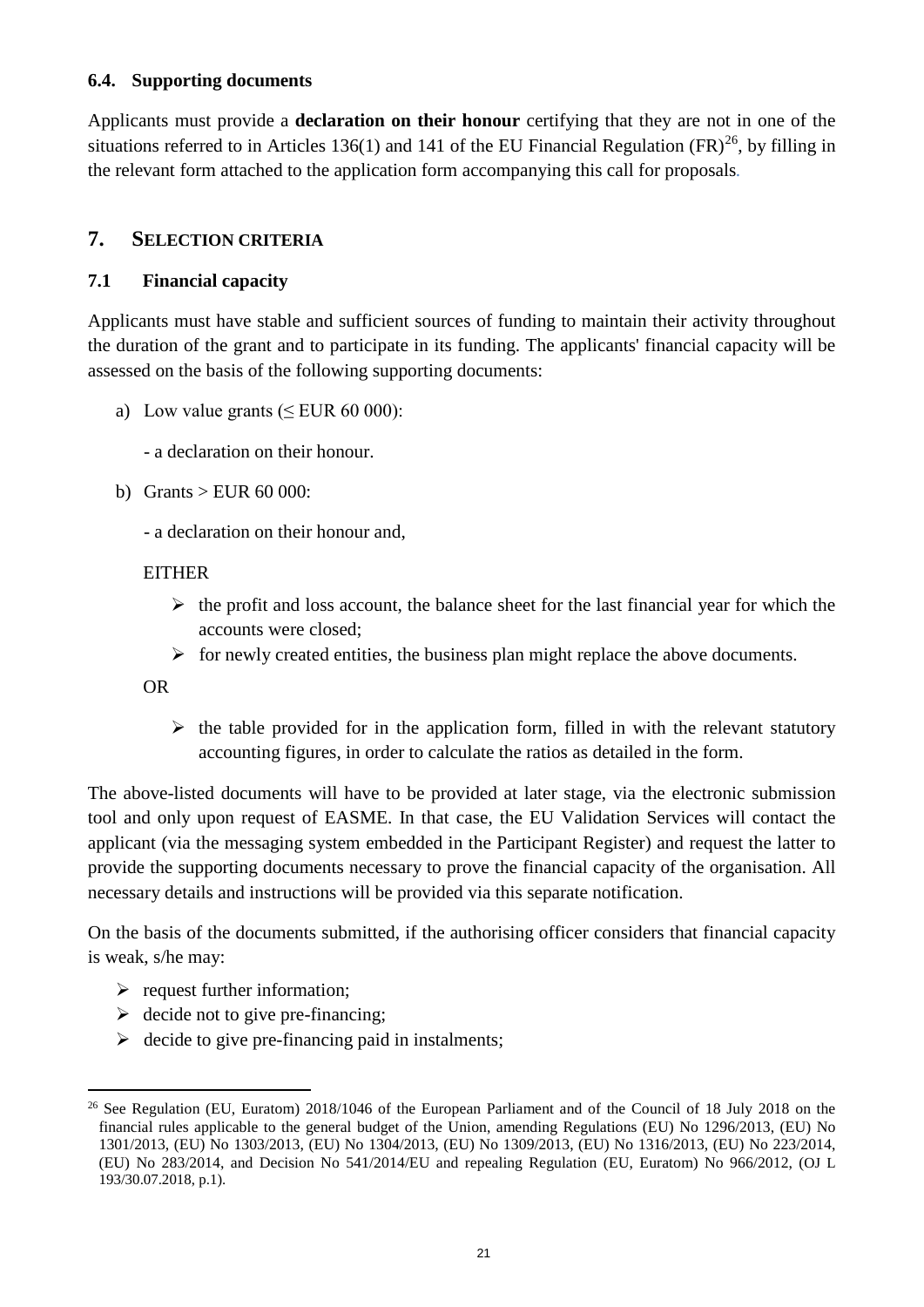### 6.4. Supporting documents

Applicants must provide a **declaration on their honour** certifying that they are not in one of the situations referred to in Articles 136(1) and 141 of the EU Financial Regulation (FR)[26], by filling in the relevant form attached to the application form accompanying this call for proposals.

## 7. SELECTION CRITERIA

### 7.1 Financial capacity

Applicants must have stable and sufficient sources of funding to maintain their activity throughout the duration of the grant and to participate in its funding. The applicants' financial capacity will be assessed on the basis of the following supporting documents:

a) Low value grants (≤ EUR 60 000):

   - a declaration on their honour.

b) Grants > EUR 60 000:

   - a declaration on their honour and,

   EITHER

   - the profit and loss account, the balance sheet for the last financial year for which the accounts were closed;
   - for newly created entities, the business plan might replace the above documents.

   OR

   - the table provided for in the application form, filled in with the relevant statutory accounting figures, in order to calculate the ratios as detailed in the form.

The above-listed documents will have to be provided at later stage, via the electronic submission tool and only upon request of EASME. In that case, the EU Validation Services will contact the applicant (via the messaging system embedded in the Participant Register) and request the latter to provide the supporting documents necessary to prove the financial capacity of the organisation. All necessary details and instructions will be provided via this separate notification.

On the basis of the documents submitted, if the authorising officer considers that financial capacity is weak, s/he may:

- request further information;
- decide not to give pre-financing;
- decide to give pre-financing paid in instalments;

---

[26] See Regulation (EU, Euratom) 2018/1046 of the European Parliament and of the Council of 18 July 2018 on the financial rules applicable to the general budget of the Union, amending Regulations (EU) No 1296/2013, (EU) No 1301/2013, (EU) No 1303/2013, (EU) No 1304/2013, (EU) No 1309/2013, (EU) No 1316/2013, (EU) No 223/2014, (EU) No 283/2014, and Decision No 541/2014/EU and repealing Regulation (EU, Euratom) No 966/2012, (OJ L 193/30.07.2018, p.1).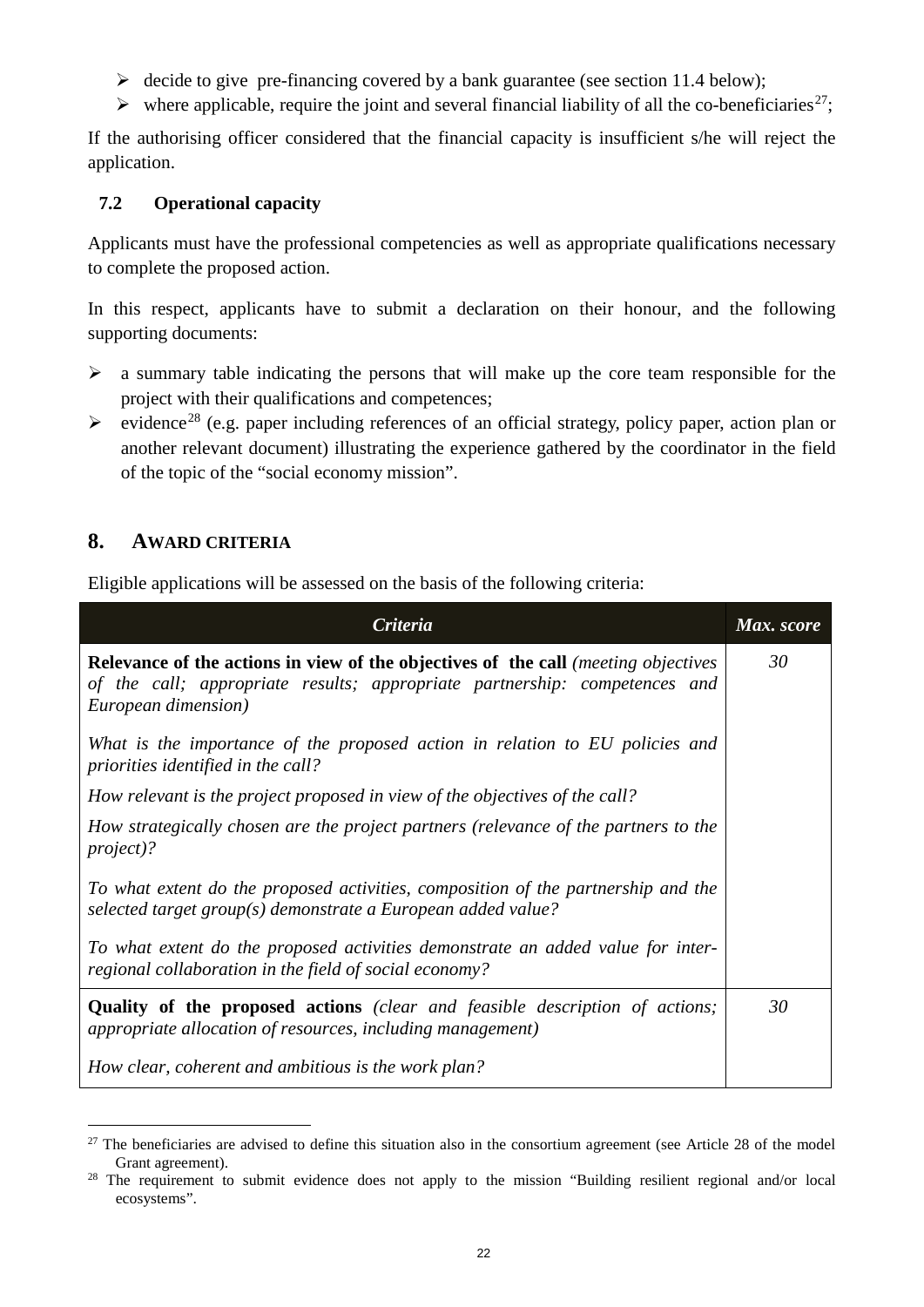- decide to give pre-financing covered by a bank guarantee (see section 11.4 below);
- where applicable, require the joint and several financial liability of all the co-beneficiaries[27];

If the authorising officer considered that the financial capacity is insufficient s/he will reject the application.

### 7.2 Operational capacity

Applicants must have the professional competencies as well as appropriate qualifications necessary to complete the proposed action.

In this respect, applicants have to submit a declaration on their honour, and the following supporting documents:

- a summary table indicating the persons that will make up the core team responsible for the project with their qualifications and competences;
- evidence[28] (e.g. paper including references of an official strategy, policy paper, action plan or another relevant document) illustrating the experience gathered by the coordinator in the field of the topic of the "social economy mission".

## 8. AWARD CRITERIA

Eligible applications will be assessed on the basis of the following criteria:

| *Criteria* | *Max. score* |
|---|---|
| **Relevance of the actions in view of the objectives of the call** *(meeting objectives of the call; appropriate results; appropriate partnership: competences and European dimension)*<br><br>*What is the importance of the proposed action in relation to EU policies and priorities identified in the call?*<br><br>*How relevant is the project proposed in view of the objectives of the call?*<br><br>*How strategically chosen are the project partners (relevance of the partners to the project)?*<br><br>*To what extent do the proposed activities, composition of the partnership and the selected target group(s) demonstrate a European added value?*<br><br>*To what extent do the proposed activities demonstrate an added value for inter-regional collaboration in the field of social economy?* | *30* |
| **Quality of the proposed actions** *(clear and feasible description of actions; appropriate allocation of resources, including management)*<br><br>*How clear, coherent and ambitious is the work plan?* | *30* |

[27] The beneficiaries are advised to define this situation also in the consortium agreement (see Article 28 of the model Grant agreement).

[28] The requirement to submit evidence does not apply to the mission "Building resilient regional and/or local ecosystems".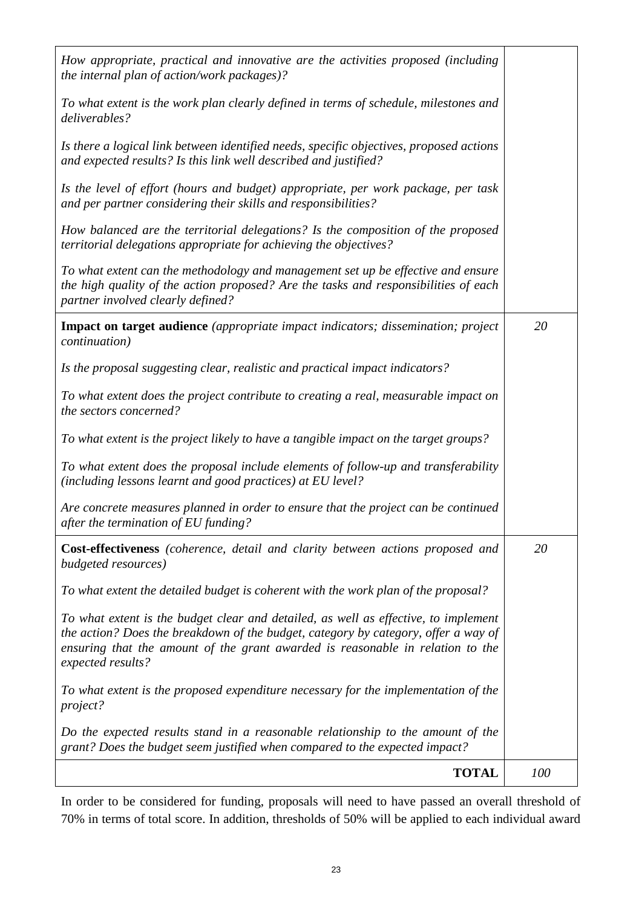| | |
|---|---|
| *How appropriate, practical and innovative are the activities proposed (including the internal plan of action/work packages)?*<br><br>*To what extent is the work plan clearly defined in terms of schedule, milestones and deliverables?*<br><br>*Is there a logical link between identified needs, specific objectives, proposed actions and expected results? Is this link well described and justified?*<br><br>*Is the level of effort (hours and budget) appropriate, per work package, per task and per partner considering their skills and responsibilities?*<br><br>*How balanced are the territorial delegations? Is the composition of the proposed territorial delegations appropriate for achieving the objectives?*<br><br>*To what extent can the methodology and management set up be effective and ensure the high quality of the action proposed? Are the tasks and responsibilities of each partner involved clearly defined?* | |
| **Impact on target audience** *(appropriate impact indicators; dissemination; project continuation)*<br><br>*Is the proposal suggesting clear, realistic and practical impact indicators?*<br><br>*To what extent does the project contribute to creating a real, measurable impact on the sectors concerned?*<br><br>*To what extent is the project likely to have a tangible impact on the target groups?*<br><br>*To what extent does the proposal include elements of follow-up and transferability (including lessons learnt and good practices) at EU level?*<br><br>*Are concrete measures planned in order to ensure that the project can be continued after the termination of EU funding?* | *20* |
| **Cost-effectiveness** *(coherence, detail and clarity between actions proposed and budgeted resources)*<br><br>*To what extent the detailed budget is coherent with the work plan of the proposal?*<br><br>*To what extent is the budget clear and detailed, as well as effective, to implement the action? Does the breakdown of the budget, category by category, offer a way of ensuring that the amount of the grant awarded is reasonable in relation to the expected results?*<br><br>*To what extent is the proposed expenditure necessary for the implementation of the project?*<br><br>*Do the expected results stand in a reasonable relationship to the amount of the grant? Does the budget seem justified when compared to the expected impact?* | *20* |
| **TOTAL** | *100* |

In order to be considered for funding, proposals will need to have passed an overall threshold of 70% in terms of total score. In addition, thresholds of 50% will be applied to each individual award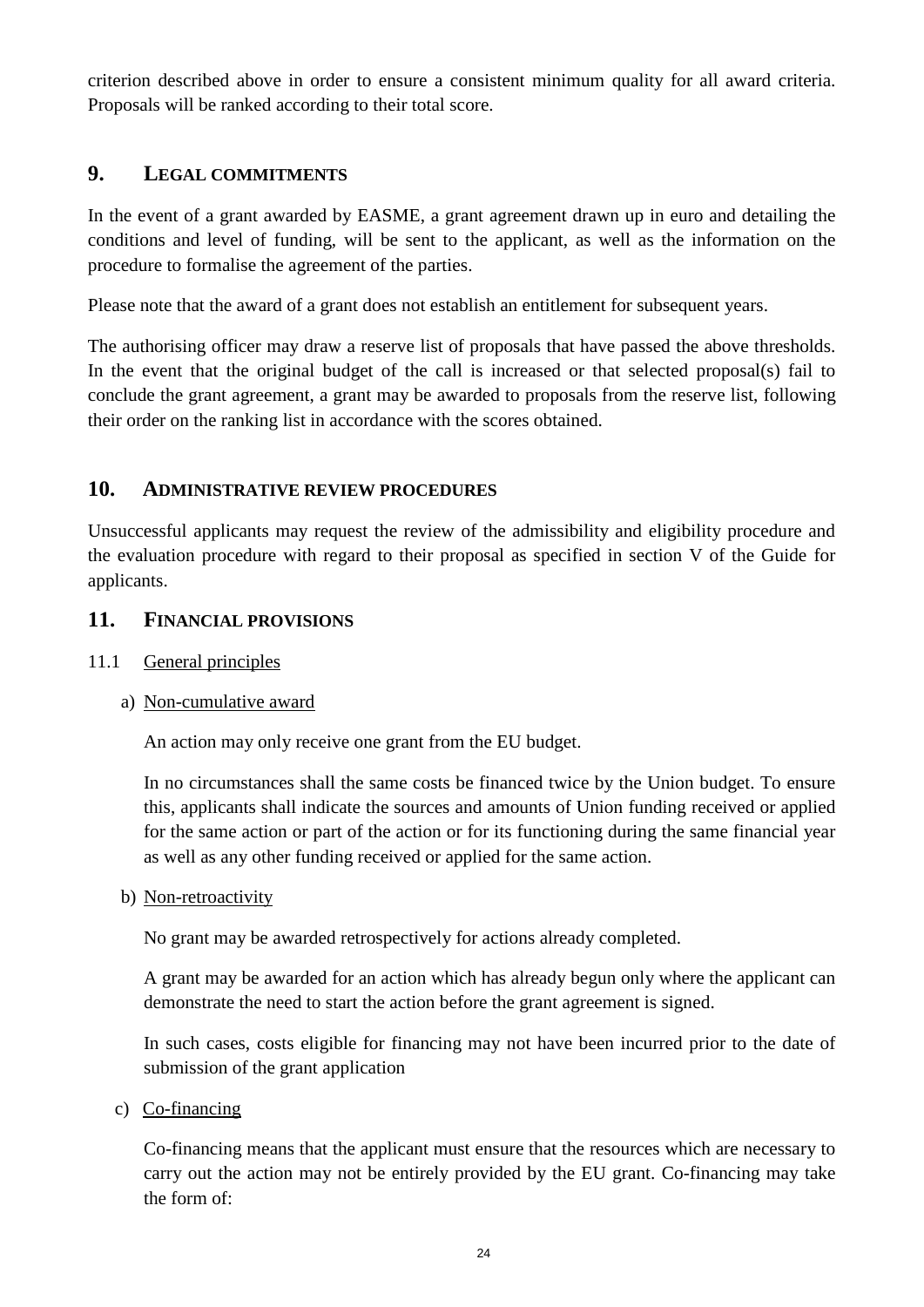criterion described above in order to ensure a consistent minimum quality for all award criteria. Proposals will be ranked according to their total score.

## 9. LEGAL COMMITMENTS

In the event of a grant awarded by EASME, a grant agreement drawn up in euro and detailing the conditions and level of funding, will be sent to the applicant, as well as the information on the procedure to formalise the agreement of the parties.

Please note that the award of a grant does not establish an entitlement for subsequent years.

The authorising officer may draw a reserve list of proposals that have passed the above thresholds. In the event that the original budget of the call is increased or that selected proposal(s) fail to conclude the grant agreement, a grant may be awarded to proposals from the reserve list, following their order on the ranking list in accordance with the scores obtained.

## 10. ADMINISTRATIVE REVIEW PROCEDURES

Unsuccessful applicants may request the review of the admissibility and eligibility procedure and the evaluation procedure with regard to their proposal as specified in section V of the Guide for applicants.

## 11. FINANCIAL PROVISIONS

### 11.1 General principles

a) Non-cumulative award

An action may only receive one grant from the EU budget.

In no circumstances shall the same costs be financed twice by the Union budget. To ensure this, applicants shall indicate the sources and amounts of Union funding received or applied for the same action or part of the action or for its functioning during the same financial year as well as any other funding received or applied for the same action.

b) Non-retroactivity

No grant may be awarded retrospectively for actions already completed.

A grant may be awarded for an action which has already begun only where the applicant can demonstrate the need to start the action before the grant agreement is signed.

In such cases, costs eligible for financing may not have been incurred prior to the date of submission of the grant application

c) Co-financing

Co-financing means that the applicant must ensure that the resources which are necessary to carry out the action may not be entirely provided by the EU grant. Co-financing may take the form of: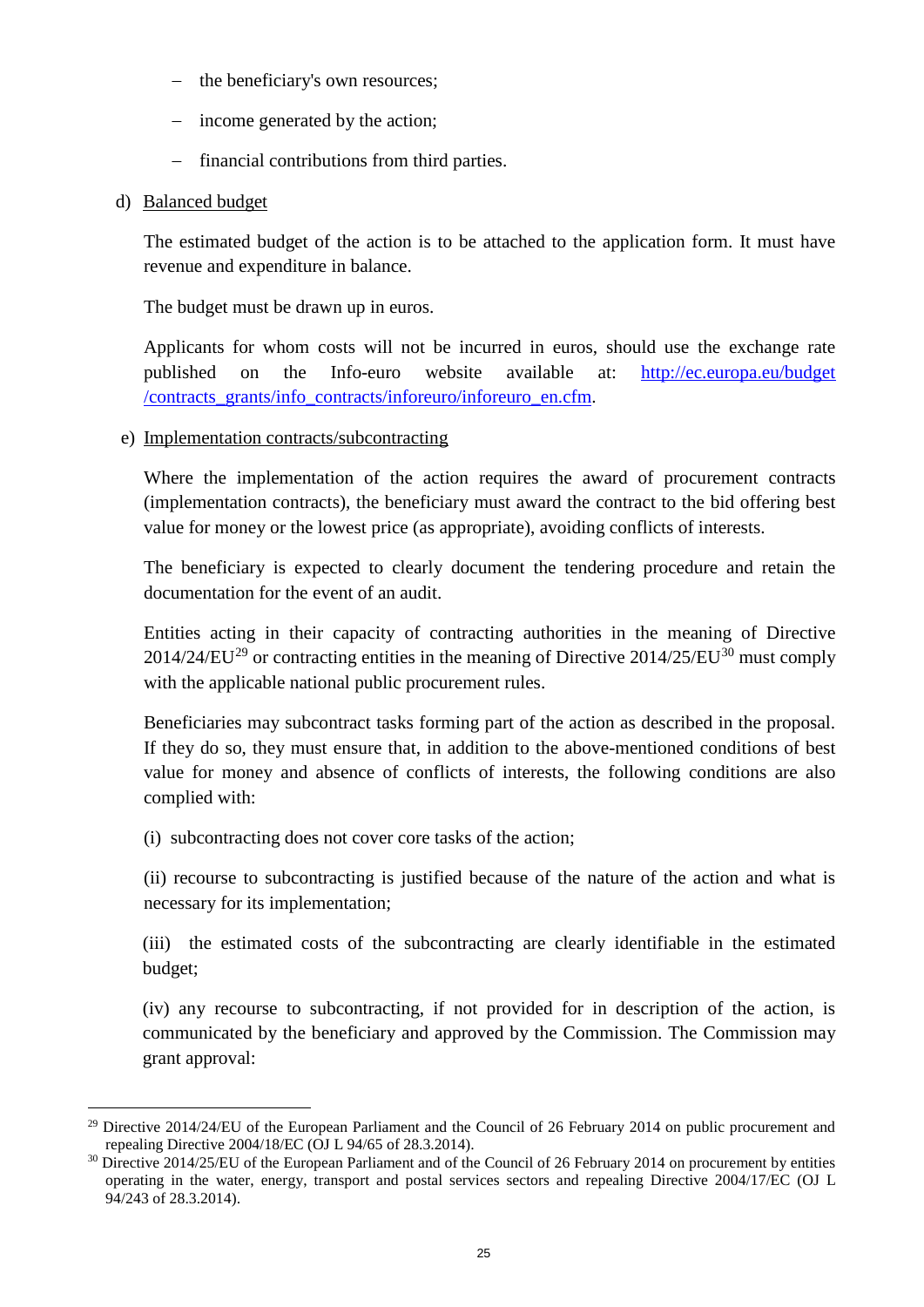- the beneficiary's own resources;
- income generated by the action;
- financial contributions from third parties.

d) Balanced budget

The estimated budget of the action is to be attached to the application form. It must have revenue and expenditure in balance.

The budget must be drawn up in euros.

Applicants for whom costs will not be incurred in euros, should use the exchange rate published on the Info-euro website available at: [http://ec.europa.eu/budget/contracts_grants/info_contracts/inforeuro/inforeuro_en.cfm](http://ec.europa.eu/budget/contracts_grants/info_contracts/inforeuro/inforeuro_en.cfm).

e) Implementation contracts/subcontracting

Where the implementation of the action requires the award of procurement contracts (implementation contracts), the beneficiary must award the contract to the bid offering best value for money or the lowest price (as appropriate), avoiding conflicts of interests.

The beneficiary is expected to clearly document the tendering procedure and retain the documentation for the event of an audit.

Entities acting in their capacity of contracting authorities in the meaning of Directive 2014/24/EU[29] or contracting entities in the meaning of Directive 2014/25/EU[30] must comply with the applicable national public procurement rules.

Beneficiaries may subcontract tasks forming part of the action as described in the proposal. If they do so, they must ensure that, in addition to the above-mentioned conditions of best value for money and absence of conflicts of interests, the following conditions are also complied with:

(i) subcontracting does not cover core tasks of the action;

(ii) recourse to subcontracting is justified because of the nature of the action and what is necessary for its implementation;

(iii) the estimated costs of the subcontracting are clearly identifiable in the estimated budget;

(iv) any recourse to subcontracting, if not provided for in description of the action, is communicated by the beneficiary and approved by the Commission. The Commission may grant approval:

---

[29] Directive 2014/24/EU of the European Parliament and the Council of 26 February 2014 on public procurement and repealing Directive 2004/18/EC (OJ L 94/65 of 28.3.2014).

[30] Directive 2014/25/EU of the European Parliament and of the Council of 26 February 2014 on procurement by entities operating in the water, energy, transport and postal services sectors and repealing Directive 2004/17/EC (OJ L 94/243 of 28.3.2014).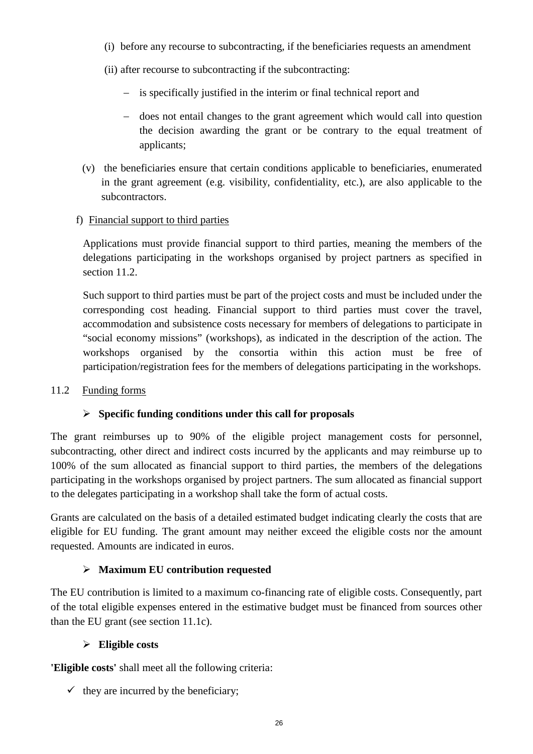(i) before any recourse to subcontracting, if the beneficiaries requests an amendment

(ii) after recourse to subcontracting if the subcontracting:

– is specifically justified in the interim or final technical report and

– does not entail changes to the grant agreement which would call into question the decision awarding the grant or be contrary to the equal treatment of applicants;

(v) the beneficiaries ensure that certain conditions applicable to beneficiaries, enumerated in the grant agreement (e.g. visibility, confidentiality, etc.), are also applicable to the subcontractors.

f) Financial support to third parties

Applications must provide financial support to third parties, meaning the members of the delegations participating in the workshops organised by project partners as specified in section 11.2.

Such support to third parties must be part of the project costs and must be included under the corresponding cost heading. Financial support to third parties must cover the travel, accommodation and subsistence costs necessary for members of delegations to participate in "social economy missions" (workshops), as indicated in the description of the action. The workshops organised by the consortia within this action must be free of participation/registration fees for the members of delegations participating in the workshops.

## 11.2 Funding forms

➢ **Specific funding conditions under this call for proposals**

The grant reimburses up to 90% of the eligible project management costs for personnel, subcontracting, other direct and indirect costs incurred by the applicants and may reimburse up to 100% of the sum allocated as financial support to third parties, the members of the delegations participating in the workshops organised by project partners. The sum allocated as financial support to the delegates participating in a workshop shall take the form of actual costs.

Grants are calculated on the basis of a detailed estimated budget indicating clearly the costs that are eligible for EU funding. The grant amount may neither exceed the eligible costs nor the amount requested. Amounts are indicated in euros.

➢ **Maximum EU contribution requested**

The EU contribution is limited to a maximum co-financing rate of eligible costs. Consequently, part of the total eligible expenses entered in the estimative budget must be financed from sources other than the EU grant (see section 11.1c).

➢ **Eligible costs**

**'Eligible costs'** shall meet all the following criteria:

✓ they are incurred by the beneficiary;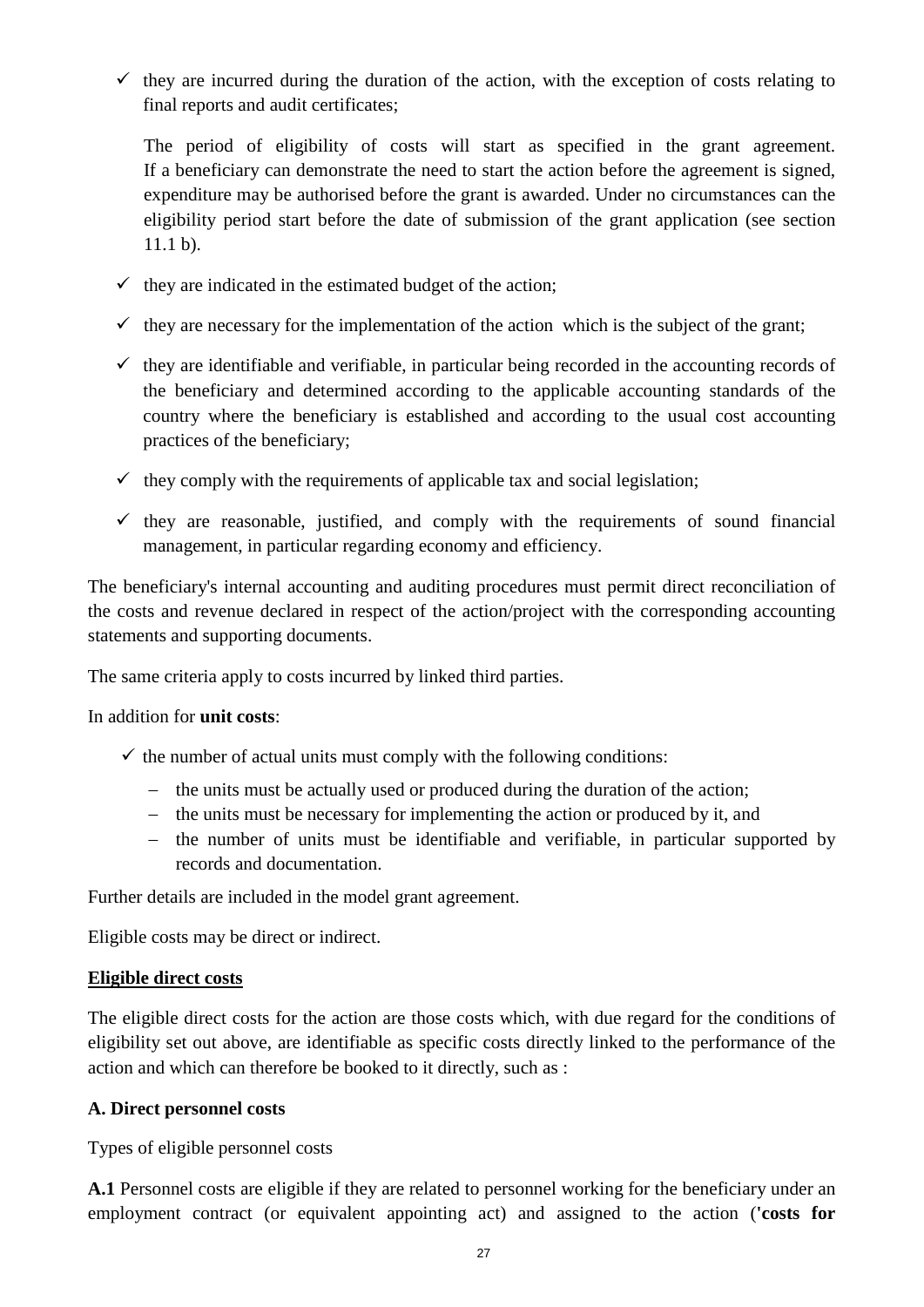- ✓ they are incurred during the duration of the action, with the exception of costs relating to final reports and audit certificates;

  The period of eligibility of costs will start as specified in the grant agreement. If a beneficiary can demonstrate the need to start the action before the agreement is signed, expenditure may be authorised before the grant is awarded. Under no circumstances can the eligibility period start before the date of submission of the grant application (see section 11.1 b).

- ✓ they are indicated in the estimated budget of the action;
- ✓ they are necessary for the implementation of the action which is the subject of the grant;
- ✓ they are identifiable and verifiable, in particular being recorded in the accounting records of the beneficiary and determined according to the applicable accounting standards of the country where the beneficiary is established and according to the usual cost accounting practices of the beneficiary;
- ✓ they comply with the requirements of applicable tax and social legislation;
- ✓ they are reasonable, justified, and comply with the requirements of sound financial management, in particular regarding economy and efficiency.

The beneficiary's internal accounting and auditing procedures must permit direct reconciliation of the costs and revenue declared in respect of the action/project with the corresponding accounting statements and supporting documents.

The same criteria apply to costs incurred by linked third parties.

In addition for **unit costs**:

- ✓ the number of actual units must comply with the following conditions:
  - the units must be actually used or produced during the duration of the action;
  - the units must be necessary for implementing the action or produced by it, and
  - the number of units must be identifiable and verifiable, in particular supported by records and documentation.

Further details are included in the model grant agreement.

Eligible costs may be direct or indirect.

**Eligible direct costs**

The eligible direct costs for the action are those costs which, with due regard for the conditions of eligibility set out above, are identifiable as specific costs directly linked to the performance of the action and which can therefore be booked to it directly, such as :

**A. Direct personnel costs**

Types of eligible personnel costs

**A.1** Personnel costs are eligible if they are related to personnel working for the beneficiary under an employment contract (or equivalent appointing act) and assigned to the action (**'costs for**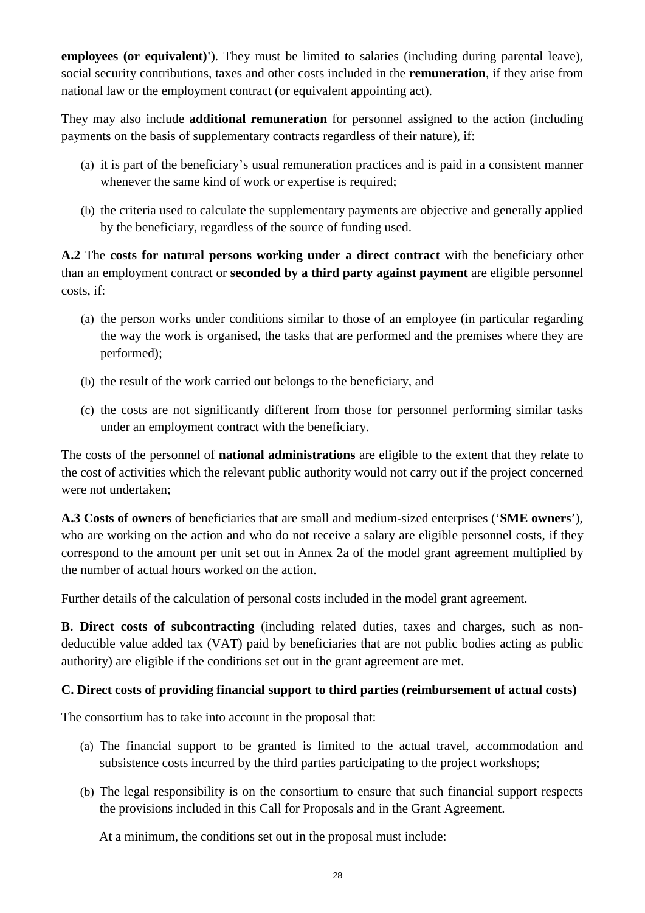**employees (or equivalent)'**). They must be limited to salaries (including during parental leave), social security contributions, taxes and other costs included in the **remuneration**, if they arise from national law or the employment contract (or equivalent appointing act).

They may also include **additional remuneration** for personnel assigned to the action (including payments on the basis of supplementary contracts regardless of their nature), if:

(a) it is part of the beneficiary's usual remuneration practices and is paid in a consistent manner whenever the same kind of work or expertise is required;

(b) the criteria used to calculate the supplementary payments are objective and generally applied by the beneficiary, regardless of the source of funding used.

**A.2** The **costs for natural persons working under a direct contract** with the beneficiary other than an employment contract or **seconded by a third party against payment** are eligible personnel costs, if:

(a) the person works under conditions similar to those of an employee (in particular regarding the way the work is organised, the tasks that are performed and the premises where they are performed);

(b) the result of the work carried out belongs to the beneficiary, and

(c) the costs are not significantly different from those for personnel performing similar tasks under an employment contract with the beneficiary.

The costs of the personnel of **national administrations** are eligible to the extent that they relate to the cost of activities which the relevant public authority would not carry out if the project concerned were not undertaken;

**A.3 Costs of owners** of beneficiaries that are small and medium-sized enterprises ('**SME owners**'), who are working on the action and who do not receive a salary are eligible personnel costs, if they correspond to the amount per unit set out in Annex 2a of the model grant agreement multiplied by the number of actual hours worked on the action.

Further details of the calculation of personal costs included in the model grant agreement.

**B. Direct costs of subcontracting** (including related duties, taxes and charges, such as non-deductible value added tax (VAT) paid by beneficiaries that are not public bodies acting as public authority) are eligible if the conditions set out in the grant agreement are met.

**C. Direct costs of providing financial support to third parties (reimbursement of actual costs)**

The consortium has to take into account in the proposal that:

(a) The financial support to be granted is limited to the actual travel, accommodation and subsistence costs incurred by the third parties participating to the project workshops;

(b) The legal responsibility is on the consortium to ensure that such financial support respects the provisions included in this Call for Proposals and in the Grant Agreement.

At a minimum, the conditions set out in the proposal must include: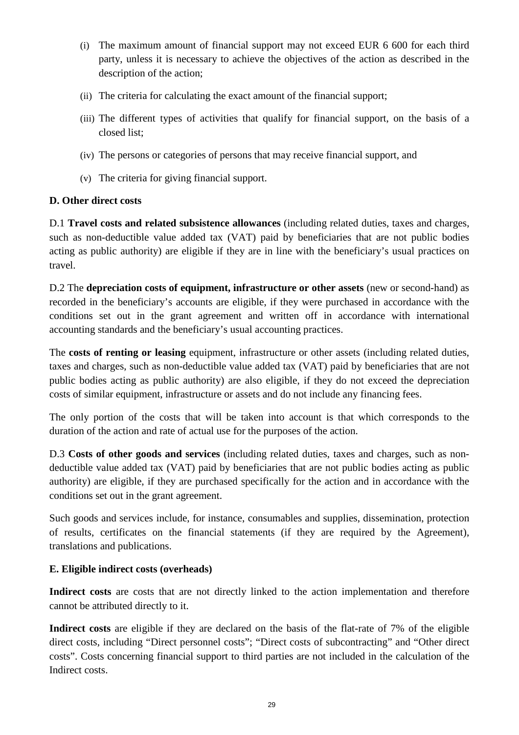(i) The maximum amount of financial support may not exceed EUR 6 600 for each third party, unless it is necessary to achieve the objectives of the action as described in the description of the action;

(ii) The criteria for calculating the exact amount of the financial support;

(iii) The different types of activities that qualify for financial support, on the basis of a closed list;

(iv) The persons or categories of persons that may receive financial support, and

(v) The criteria for giving financial support.

**D. Other direct costs**

D.1 **Travel costs and related subsistence allowances** (including related duties, taxes and charges, such as non-deductible value added tax (VAT) paid by beneficiaries that are not public bodies acting as public authority) are eligible if they are in line with the beneficiary's usual practices on travel.

D.2 The **depreciation costs of equipment, infrastructure or other assets** (new or second-hand) as recorded in the beneficiary's accounts are eligible, if they were purchased in accordance with the conditions set out in the grant agreement and written off in accordance with international accounting standards and the beneficiary's usual accounting practices.

The **costs of renting or leasing** equipment, infrastructure or other assets (including related duties, taxes and charges, such as non-deductible value added tax (VAT) paid by beneficiaries that are not public bodies acting as public authority) are also eligible, if they do not exceed the depreciation costs of similar equipment, infrastructure or assets and do not include any financing fees.

The only portion of the costs that will be taken into account is that which corresponds to the duration of the action and rate of actual use for the purposes of the action.

D.3 **Costs of other goods and services** (including related duties, taxes and charges, such as non-deductible value added tax (VAT) paid by beneficiaries that are not public bodies acting as public authority) are eligible, if they are purchased specifically for the action and in accordance with the conditions set out in the grant agreement.

Such goods and services include, for instance, consumables and supplies, dissemination, protection of results, certificates on the financial statements (if they are required by the Agreement), translations and publications.

**E. Eligible indirect costs (overheads)**

**Indirect costs** are costs that are not directly linked to the action implementation and therefore cannot be attributed directly to it.

**Indirect costs** are eligible if they are declared on the basis of the flat-rate of 7% of the eligible direct costs, including "Direct personnel costs"; "Direct costs of subcontracting" and "Other direct costs". Costs concerning financial support to third parties are not included in the calculation of the Indirect costs.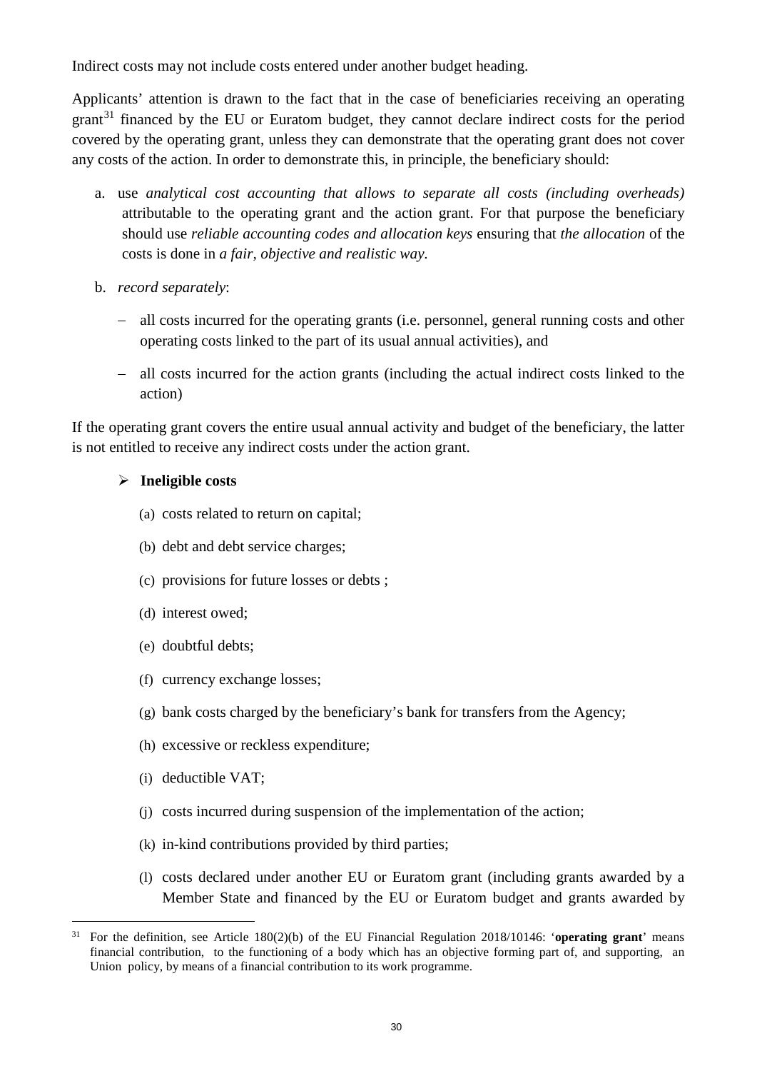Indirect costs may not include costs entered under another budget heading.

Applicants' attention is drawn to the fact that in the case of beneficiaries receiving an operating grant[31] financed by the EU or Euratom budget, they cannot declare indirect costs for the period covered by the operating grant, unless they can demonstrate that the operating grant does not cover any costs of the action. In order to demonstrate this, in principle, the beneficiary should:

a. use *analytical cost accounting that allows to separate all costs (including overheads)* attributable to the operating grant and the action grant. For that purpose the beneficiary should use *reliable accounting codes and allocation keys* ensuring that *the allocation* of the costs is done in *a fair, objective and realistic way.*

b. *record separately*:

   - all costs incurred for the operating grants (i.e. personnel, general running costs and other operating costs linked to the part of its usual annual activities), and
   - all costs incurred for the action grants (including the actual indirect costs linked to the action)

If the operating grant covers the entire usual annual activity and budget of the beneficiary, the latter is not entitled to receive any indirect costs under the action grant.

- **Ineligible costs**

  (a) costs related to return on capital;

  (b) debt and debt service charges;

  (c) provisions for future losses or debts ;

  (d) interest owed;

  (e) doubtful debts;

  (f) currency exchange losses;

  (g) bank costs charged by the beneficiary's bank for transfers from the Agency;

  (h) excessive or reckless expenditure;

  (i) deductible VAT;

  (j) costs incurred during suspension of the implementation of the action;

  (k) in-kind contributions provided by third parties;

  (l) costs declared under another EU or Euratom grant (including grants awarded by a Member State and financed by the EU or Euratom budget and grants awarded by

[31] For the definition, see Article 180(2)(b) of the EU Financial Regulation 2018/10146: '**operating grant**' means financial contribution, to the functioning of a body which has an objective forming part of, and supporting, an Union policy, by means of a financial contribution to its work programme.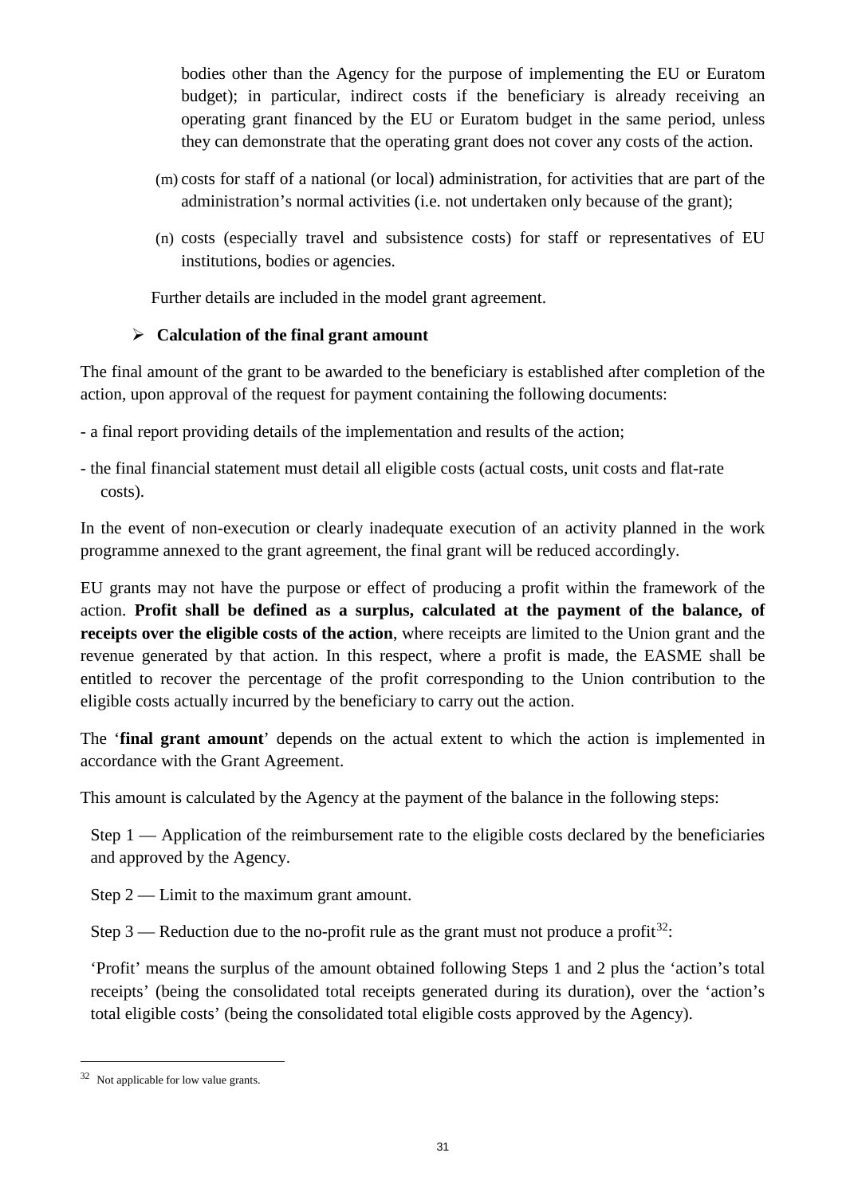bodies other than the Agency for the purpose of implementing the EU or Euratom budget); in particular, indirect costs if the beneficiary is already receiving an operating grant financed by the EU or Euratom budget in the same period, unless they can demonstrate that the operating grant does not cover any costs of the action.

(m) costs for staff of a national (or local) administration, for activities that are part of the administration's normal activities (i.e. not undertaken only because of the grant);

(n) costs (especially travel and subsistence costs) for staff or representatives of EU institutions, bodies or agencies.

Further details are included in the model grant agreement.

- **Calculation of the final grant amount**

The final amount of the grant to be awarded to the beneficiary is established after completion of the action, upon approval of the request for payment containing the following documents:

- a final report providing details of the implementation and results of the action;
- the final financial statement must detail all eligible costs (actual costs, unit costs and flat-rate costs).

In the event of non-execution or clearly inadequate execution of an activity planned in the work programme annexed to the grant agreement, the final grant will be reduced accordingly.

EU grants may not have the purpose or effect of producing a profit within the framework of the action. **Profit shall be defined as a surplus, calculated at the payment of the balance, of receipts over the eligible costs of the action**, where receipts are limited to the Union grant and the revenue generated by that action. In this respect, where a profit is made, the EASME shall be entitled to recover the percentage of the profit corresponding to the Union contribution to the eligible costs actually incurred by the beneficiary to carry out the action.

The '**final grant amount**' depends on the actual extent to which the action is implemented in accordance with the Grant Agreement.

This amount is calculated by the Agency at the payment of the balance in the following steps:

Step 1 — Application of the reimbursement rate to the eligible costs declared by the beneficiaries and approved by the Agency.

Step 2 — Limit to the maximum grant amount.

Step 3 — Reduction due to the no-profit rule as the grant must not produce a profit[32]:

'Profit' means the surplus of the amount obtained following Steps 1 and 2 plus the 'action's total receipts' (being the consolidated total receipts generated during its duration), over the 'action's total eligible costs' (being the consolidated total eligible costs approved by the Agency).

---

[32] Not applicable for low value grants.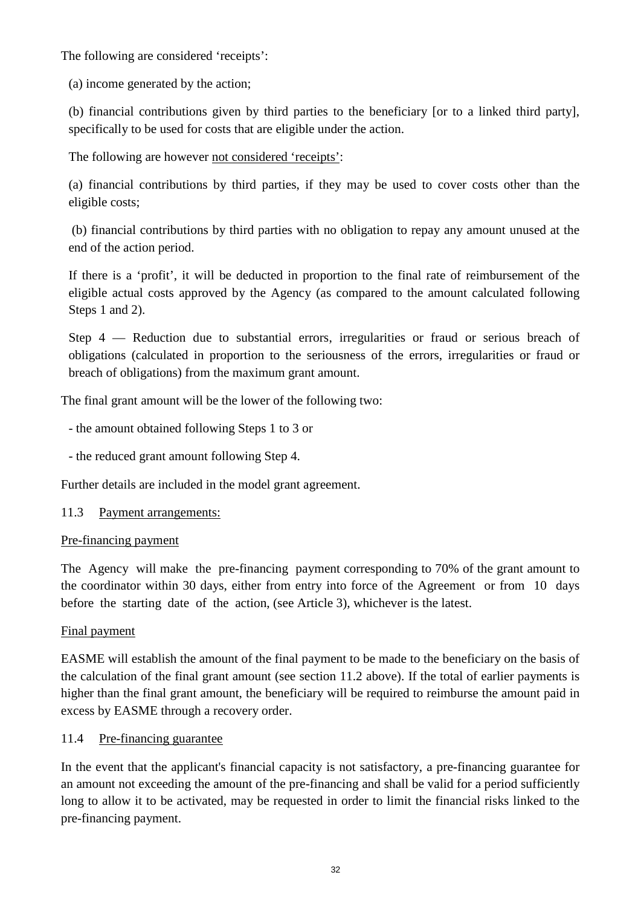The following are considered 'receipts':

(a) income generated by the action;

(b) financial contributions given by third parties to the beneficiary [or to a linked third party], specifically to be used for costs that are eligible under the action.

The following are however <u>not considered 'receipts'</u>:

(a) financial contributions by third parties, if they may be used to cover costs other than the eligible costs;

(b) financial contributions by third parties with no obligation to repay any amount unused at the end of the action period.

If there is a 'profit', it will be deducted in proportion to the final rate of reimbursement of the eligible actual costs approved by the Agency (as compared to the amount calculated following Steps 1 and 2).

Step 4 — Reduction due to substantial errors, irregularities or fraud or serious breach of obligations (calculated in proportion to the seriousness of the errors, irregularities or fraud or breach of obligations) from the maximum grant amount.

The final grant amount will be the lower of the following two:

- the amount obtained following Steps 1 to 3 or

- the reduced grant amount following Step 4.

Further details are included in the model grant agreement.

11.3 <u>Payment arrangements:</u>

<u>Pre-financing payment</u>

The Agency will make the pre-financing payment corresponding to 70% of the grant amount to the coordinator within 30 days, either from entry into force of the Agreement or from 10 days before the starting date of the action, (see Article 3), whichever is the latest.

<u>Final payment</u>

EASME will establish the amount of the final payment to be made to the beneficiary on the basis of the calculation of the final grant amount (see section 11.2 above). If the total of earlier payments is higher than the final grant amount, the beneficiary will be required to reimburse the amount paid in excess by EASME through a recovery order.

11.4 <u>Pre-financing guarantee</u>

In the event that the applicant's financial capacity is not satisfactory, a pre-financing guarantee for an amount not exceeding the amount of the pre-financing and shall be valid for a period sufficiently long to allow it to be activated, may be requested in order to limit the financial risks linked to the pre-financing payment.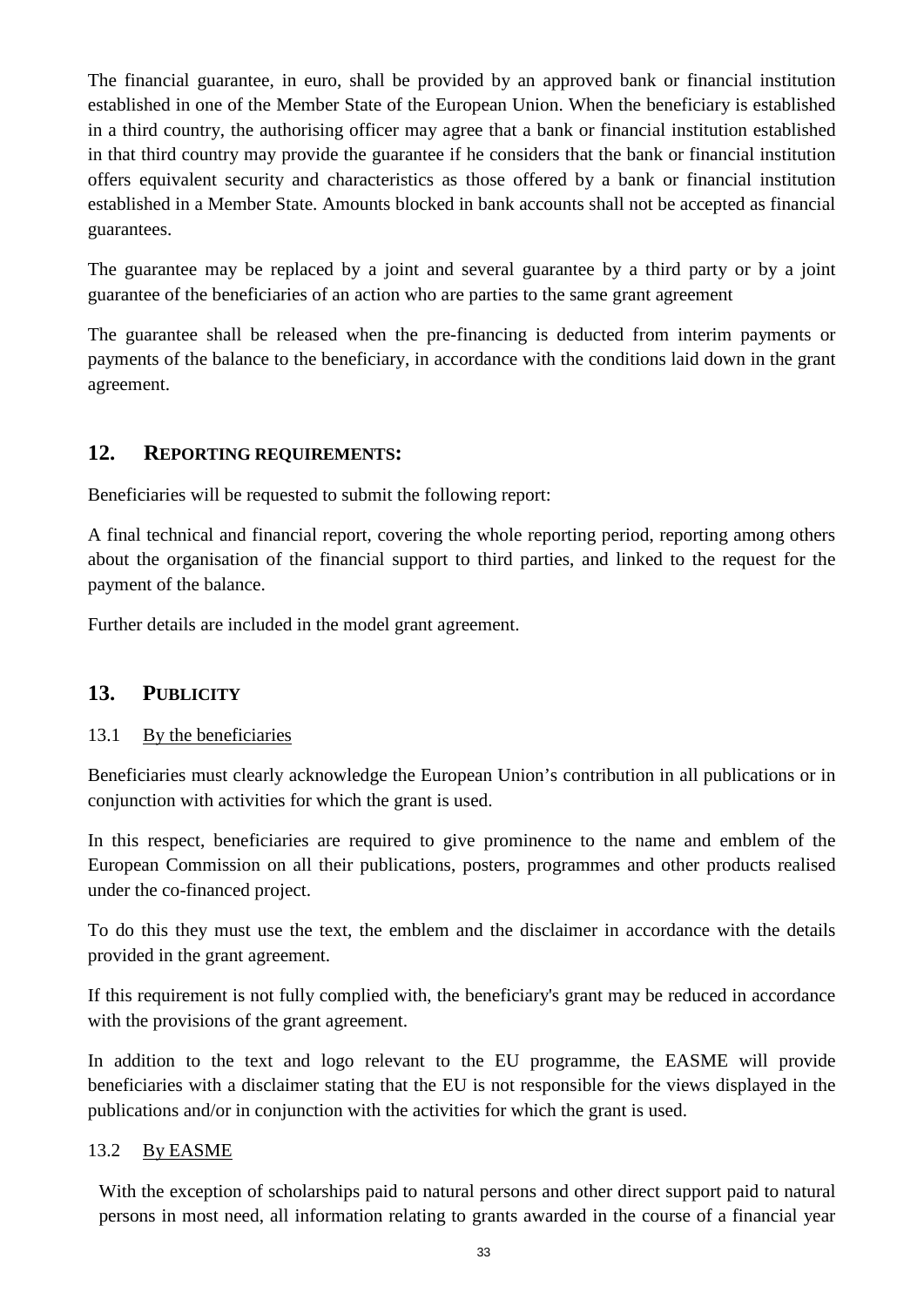The financial guarantee, in euro, shall be provided by an approved bank or financial institution established in one of the Member State of the European Union. When the beneficiary is established in a third country, the authorising officer may agree that a bank or financial institution established in that third country may provide the guarantee if he considers that the bank or financial institution offers equivalent security and characteristics as those offered by a bank or financial institution established in a Member State. Amounts blocked in bank accounts shall not be accepted as financial guarantees.

The guarantee may be replaced by a joint and several guarantee by a third party or by a joint guarantee of the beneficiaries of an action who are parties to the same grant agreement

The guarantee shall be released when the pre-financing is deducted from interim payments or payments of the balance to the beneficiary, in accordance with the conditions laid down in the grant agreement.

## 12. REPORTING REQUIREMENTS:

Beneficiaries will be requested to submit the following report:

A final technical and financial report, covering the whole reporting period, reporting among others about the organisation of the financial support to third parties, and linked to the request for the payment of the balance.

Further details are included in the model grant agreement.

## 13. PUBLICITY

### 13.1 By the beneficiaries

Beneficiaries must clearly acknowledge the European Union's contribution in all publications or in conjunction with activities for which the grant is used.

In this respect, beneficiaries are required to give prominence to the name and emblem of the European Commission on all their publications, posters, programmes and other products realised under the co-financed project.

To do this they must use the text, the emblem and the disclaimer in accordance with the details provided in the grant agreement.

If this requirement is not fully complied with, the beneficiary's grant may be reduced in accordance with the provisions of the grant agreement.

In addition to the text and logo relevant to the EU programme, the EASME will provide beneficiaries with a disclaimer stating that the EU is not responsible for the views displayed in the publications and/or in conjunction with the activities for which the grant is used.

### 13.2 By EASME

With the exception of scholarships paid to natural persons and other direct support paid to natural persons in most need, all information relating to grants awarded in the course of a financial year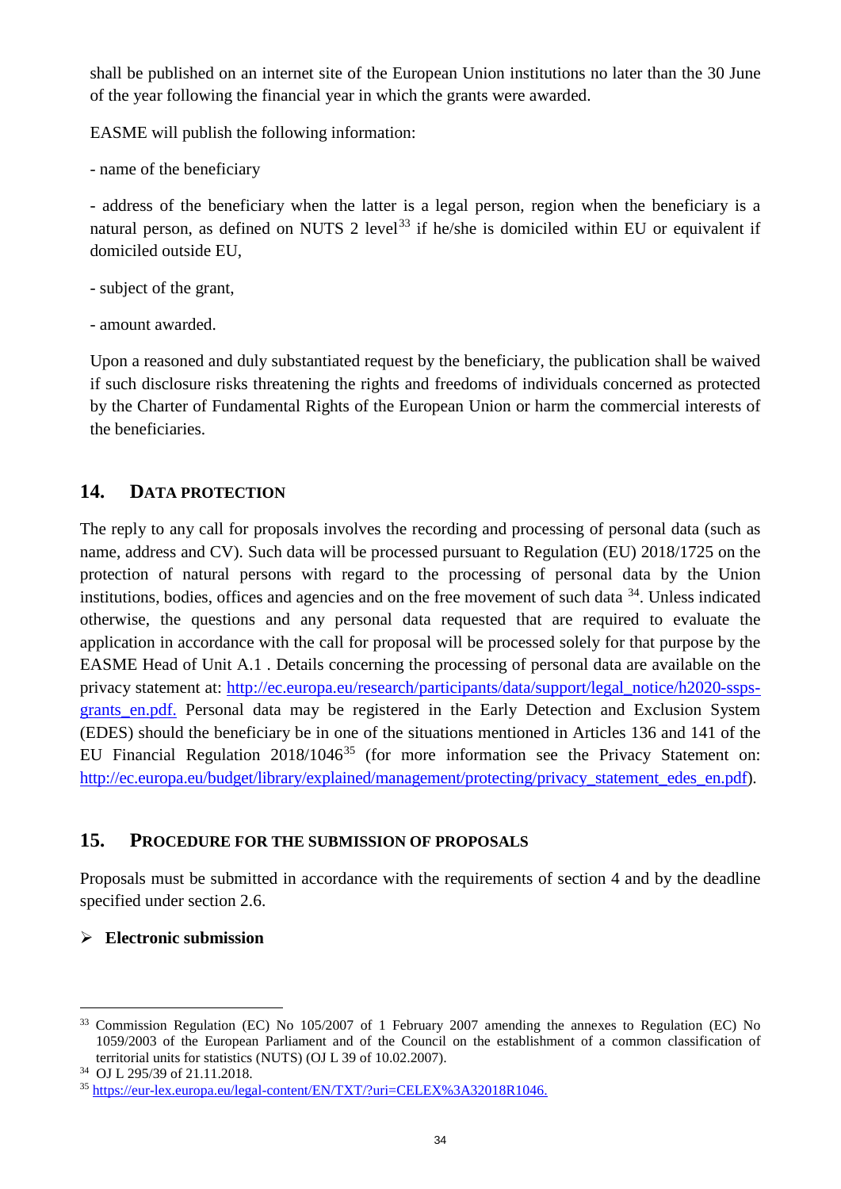shall be published on an internet site of the European Union institutions no later than the 30 June of the year following the financial year in which the grants were awarded.

EASME will publish the following information:

- name of the beneficiary

- address of the beneficiary when the latter is a legal person, region when the beneficiary is a natural person, as defined on NUTS 2 level[33] if he/she is domiciled within EU or equivalent if domiciled outside EU,

- subject of the grant,

- amount awarded.

Upon a reasoned and duly substantiated request by the beneficiary, the publication shall be waived if such disclosure risks threatening the rights and freedoms of individuals concerned as protected by the Charter of Fundamental Rights of the European Union or harm the commercial interests of the beneficiaries.

## 14. DATA PROTECTION

The reply to any call for proposals involves the recording and processing of personal data (such as name, address and CV). Such data will be processed pursuant to Regulation (EU) 2018/1725 on the protection of natural persons with regard to the processing of personal data by the Union institutions, bodies, offices and agencies and on the free movement of such data [34]. Unless indicated otherwise, the questions and any personal data requested that are required to evaluate the application in accordance with the call for proposal will be processed solely for that purpose by the EASME Head of Unit A.1 . Details concerning the processing of personal data are available on the privacy statement at: http://ec.europa.eu/research/participants/data/support/legal_notice/h2020-ssps-grants_en.pdf. Personal data may be registered in the Early Detection and Exclusion System (EDES) should the beneficiary be in one of the situations mentioned in Articles 136 and 141 of the EU Financial Regulation 2018/1046[35] (for more information see the Privacy Statement on: http://ec.europa.eu/budget/library/explained/management/protecting/privacy_statement_edes_en.pdf).

## 15. PROCEDURE FOR THE SUBMISSION OF PROPOSALS

Proposals must be submitted in accordance with the requirements of section 4 and by the deadline specified under section 2.6.

- **Electronic submission**

---

[33] Commission Regulation (EC) No 105/2007 of 1 February 2007 amending the annexes to Regulation (EC) No 1059/2003 of the European Parliament and of the Council on the establishment of a common classification of territorial units for statistics (NUTS) (OJ L 39 of 10.02.2007).

[34] OJ L 295/39 of 21.11.2018.

[35] https://eur-lex.europa.eu/legal-content/EN/TXT/?uri=CELEX%3A32018R1046.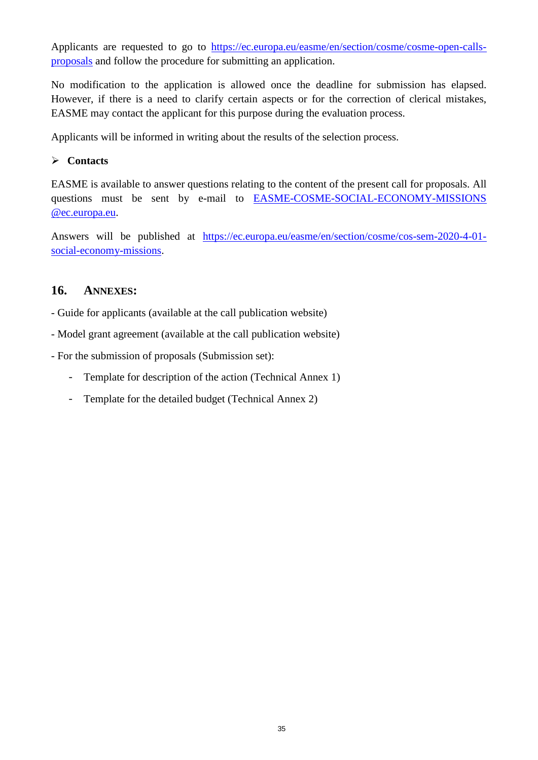Applicants are requested to go to https://ec.europa.eu/easme/en/section/cosme/cosme-open-calls-proposals and follow the procedure for submitting an application.

No modification to the application is allowed once the deadline for submission has elapsed. However, if there is a need to clarify certain aspects or for the correction of clerical mistakes, EASME may contact the applicant for this purpose during the evaluation process.

Applicants will be informed in writing about the results of the selection process.

➢ **Contacts**

EASME is available to answer questions relating to the content of the present call for proposals. All questions must be sent by e-mail to EASME-COSME-SOCIAL-ECONOMY-MISSIONS@ec.europa.eu.

Answers will be published at https://ec.europa.eu/easme/en/section/cosme/cos-sem-2020-4-01-social-economy-missions.

## 16. ANNEXES:

- Guide for applicants (available at the call publication website)

- Model grant agreement (available at the call publication website)

- For the submission of proposals (Submission set):

  - Template for description of the action (Technical Annex 1)

  - Template for the detailed budget (Technical Annex 2)